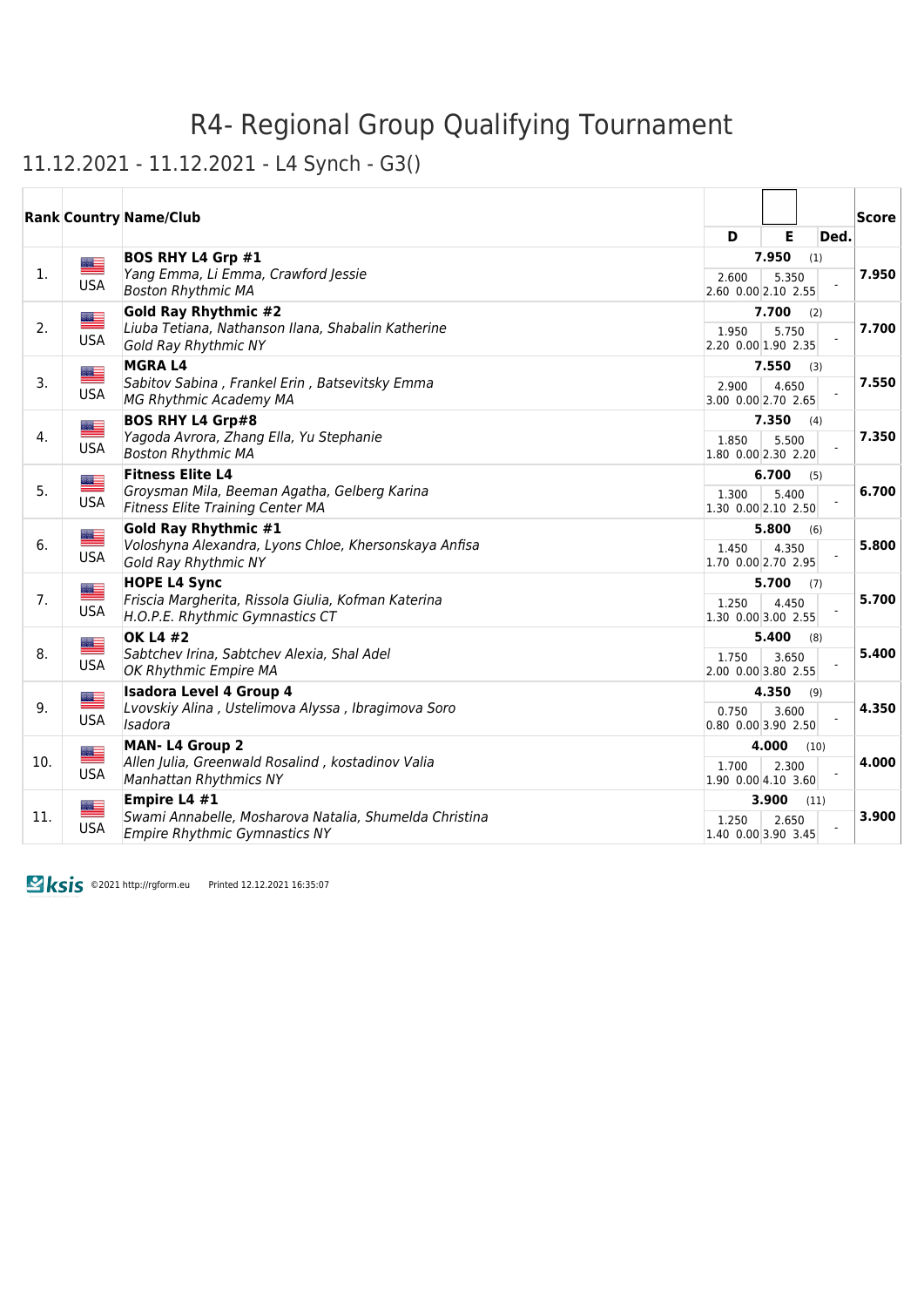# R4- Regional Group Qualifying Tournament

## 11.12.2021 - 11.12.2021 - L4 Synch - G3()

| Rank | Country | Name/Club | D | E | Ded. | Score |
|---|---|---|---|---|---|---|
| 1. | USA | **BOS RHY L4 Grp #1**<br>*Yang Emma, Li Emma, Crawford Jessie*<br>*Boston Rhythmic MA* | **7.950** (1)<br>2.600<br>2.60 0.00 | <br>5.350<br>2.10 2.55 | <br><br>- | **7.950** |
| 2. | USA | **Gold Ray Rhythmic #2**<br>*Liuba Tetiana, Nathanson Ilana, Shabalin Katherine*<br>*Gold Ray Rhythmic NY* | **7.700** (2)<br>1.950<br>2.20 0.00 | <br>5.750<br>1.90 2.35 | <br><br>- | **7.700** |
| 3. | USA | **MGRA L4**<br>*Sabitov Sabina , Frankel Erin , Batsevitsky Emma*<br>*MG Rhythmic Academy MA* | **7.550** (3)<br>2.900<br>3.00 0.00 | <br>4.650<br>2.70 2.65 | <br><br>- | **7.550** |
| 4. | USA | **BOS RHY L4 Grp#8**<br>*Yagoda Avrora, Zhang Ella, Yu Stephanie*<br>*Boston Rhythmic MA* | **7.350** (4)<br>1.850<br>1.80 0.00 | <br>5.500<br>2.30 2.20 | <br><br>- | **7.350** |
| 5. | USA | **Fitness Elite L4**<br>*Groysman Mila, Beeman Agatha, Gelberg Karina*<br>*Fitness Elite Training Center MA* | **6.700** (5)<br>1.300<br>1.30 0.00 | <br>5.400<br>2.10 2.50 | <br><br>- | **6.700** |
| 6. | USA | **Gold Ray Rhythmic #1**<br>*Voloshyna Alexandra, Lyons Chloe, Khersonskaya Anfisa*<br>*Gold Ray Rhythmic NY* | **5.800** (6)<br>1.450<br>1.70 0.00 | <br>4.350<br>2.70 2.95 | <br><br>- | **5.800** |
| 7. | USA | **HOPE L4 Sync**<br>*Friscia Margherita, Rissola Giulia, Kofman Katerina*<br>*H.O.P.E. Rhythmic Gymnastics CT* | **5.700** (7)<br>1.250<br>1.30 0.00 | <br>4.450<br>3.00 2.55 | <br><br>- | **5.700** |
| 8. | USA | **OK L4 #2**<br>*Sabtchev Irina, Sabtchev Alexia, Shal Adel*<br>*OK Rhythmic Empire MA* | **5.400** (8)<br>1.750<br>2.00 0.00 | <br>3.650<br>3.80 2.55 | <br><br>- | **5.400** |
| 9. | USA | **Isadora Level 4 Group 4**<br>*Lvovskiy Alina , Ustelimova Alyssa , Ibragimova Soro*<br>*Isadora* | **4.350** (9)<br>0.750<br>0.80 0.00 | <br>3.600<br>3.90 2.50 | <br><br>- | **4.350** |
| 10. | USA | **MAN- L4 Group 2**<br>*Allen Julia, Greenwald Rosalind , kostadinov Valia*<br>*Manhattan Rhythmics NY* | **4.000** (10)<br>1.700<br>1.90 0.00 | <br>2.300<br>4.10 3.60 | <br><br>- | **4.000** |
| 11. | USA | **Empire L4 #1**<br>*Swami Annabelle, Mosharova Natalia, Shumelda Christina*<br>*Empire Rhythmic Gymnastics NY* | **3.900** (11)<br>1.250<br>1.40 0.00 | <br>2.650<br>3.90 3.45 | <br><br>- | **3.900** |

ksis ©2021 http://rgform.eu Printed 12.12.2021 16:35:07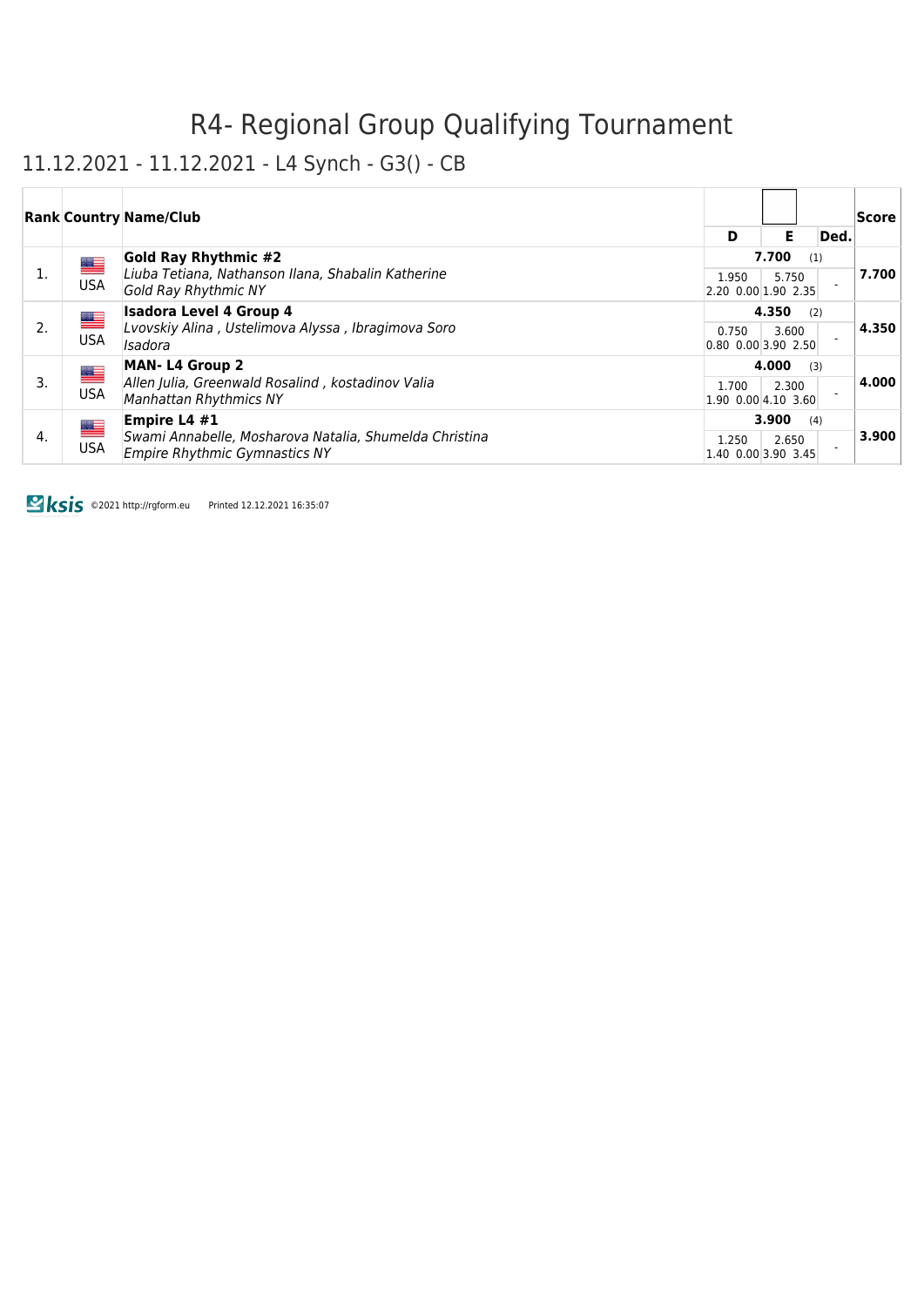# R4- Regional Group Qualifying Tournament

## 11.12.2021 - 11.12.2021 - L4 Synch - G3() - CB

| Rank | Country | Name/Club | D | E | Ded. | Score |
|---|---|---|---|---|---|---|
| 1. | USA | **Gold Ray Rhythmic #2**<br>*Liuba Tetiana, Nathanson Ilana, Shabalin Katherine*<br>*Gold Ray Rhythmic NY* | 7.700 (1)<br>1.950<br>2.20 0.00 | 5.750<br>1.90 2.35 | - | **7.700** |
| 2. | USA | **Isadora Level 4 Group 4**<br>*Lvovskiy Alina , Ustelimova Alyssa , Ibragimova Soro*<br>*Isadora* | 4.350 (2)<br>0.750<br>0.80 0.00 | 3.600<br>3.90 2.50 | - | **4.350** |
| 3. | USA | **MAN- L4 Group 2**<br>*Allen Julia, Greenwald Rosalind , kostadinov Valia*<br>*Manhattan Rhythmics NY* | 4.000 (3)<br>1.700<br>1.90 0.00 | 2.300<br>4.10 3.60 | - | **4.000** |
| 4. | USA | **Empire L4 #1**<br>*Swami Annabelle, Mosharova Natalia, Shumelda Christina*<br>*Empire Rhythmic Gymnastics NY* | 3.900 (4)<br>1.250<br>1.40 0.00 | 2.650<br>3.90 3.45 | - | **3.900** |

©2021 http://rgform.eu Printed 12.12.2021 16:35:07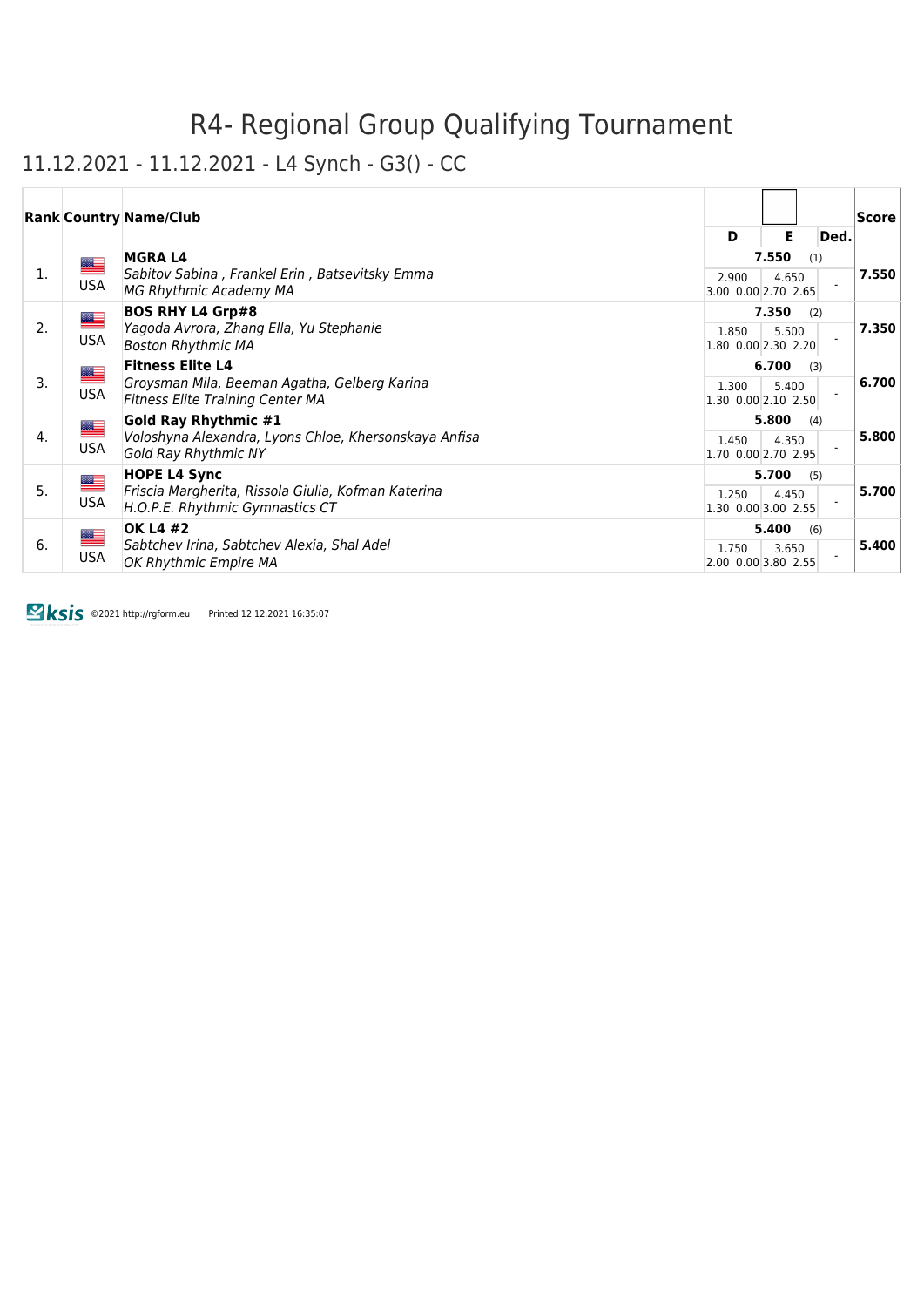# R4- Regional Group Qualifying Tournament

## 11.12.2021 - 11.12.2021 - L4 Synch - G3() - CC

| Rank | Country | Name/Club | D | E | Ded. | Score |
|---|---|---|---|---|---|---|
| 1. | USA | **MGRA L4**<br>*Sabitov Sabina , Frankel Erin , Batsevitsky Emma*<br>*MG Rhythmic Academy MA* | 7.550 (1)<br>2.900<br>3.00 0.00 | <br>4.650<br>2.70 2.65 | - | **7.550** |
| 2. | USA | **BOS RHY L4 Grp#8**<br>*Yagoda Avrora, Zhang Ella, Yu Stephanie*<br>*Boston Rhythmic MA* | 7.350 (2)<br>1.850<br>1.80 0.00 | <br>5.500<br>2.30 2.20 | - | **7.350** |
| 3. | USA | **Fitness Elite L4**<br>*Groysman Mila, Beeman Agatha, Gelberg Karina*<br>*Fitness Elite Training Center MA* | 6.700 (3)<br>1.300<br>1.30 0.00 | <br>5.400<br>2.10 2.50 | - | **6.700** |
| 4. | USA | **Gold Ray Rhythmic #1**<br>*Voloshyna Alexandra, Lyons Chloe, Khersonskaya Anfisa*<br>*Gold Ray Rhythmic NY* | 5.800 (4)<br>1.450<br>1.70 0.00 | <br>4.350<br>2.70 2.95 | - | **5.800** |
| 5. | USA | **HOPE L4 Sync**<br>*Friscia Margherita, Rissola Giulia, Kofman Katerina*<br>*H.O.P.E. Rhythmic Gymnastics CT* | 5.700 (5)<br>1.250<br>1.30 0.00 | <br>4.450<br>3.00 2.55 | - | **5.700** |
| 6. | USA | **OK L4 #2**<br>*Sabtchev Irina, Sabtchev Alexia, Shal Adel*<br>*OK Rhythmic Empire MA* | 5.400 (6)<br>1.750<br>2.00 0.00 | <br>3.650<br>3.80 2.55 | - | **5.400** |

ksis ©2021 http://rgform.eu Printed 12.12.2021 16:35:07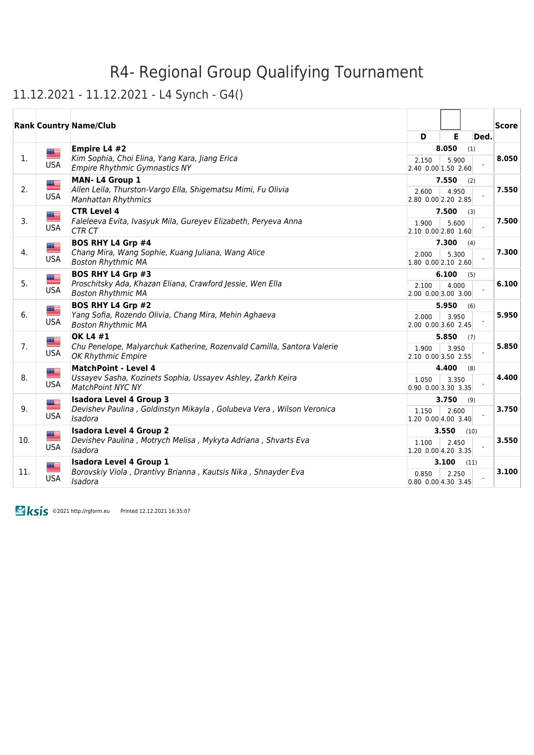# R4- Regional Group Qualifying Tournament

## 11.12.2021 - 11.12.2021 - L4 Synch - G4()

| Rank | Country | Name/Club | D | E | Ded. | Score |
|---|---|---|---|---|---|---|
| 1. | USA | **Empire L4 #2**<br>*Kim Sophia, Choi Elina, Yang Kara, Jiang Erica*<br>*Empire Rhythmic Gymnastics NY* | **8.050** (1)<br>2.150<br>2.40 0.00 | <br>5.900<br>1.50 2.60 | - | **8.050** |
| 2. | USA | **MAN- L4 Group 1**<br>*Allen Leila, Thurston-Vargo Ella, Shigematsu Mimi, Fu Olivia*<br>*Manhattan Rhythmics* | **7.550** (2)<br>2.600<br>2.80 0.00 | <br>4.950<br>2.20 2.85 | - | **7.550** |
| 3. | USA | **CTR Level 4**<br>*Faleleeva Evita, Ivasyuk Mila, Gureyev Elizabeth, Peryeva Anna*<br>*CTR CT* | **7.500** (3)<br>1.900<br>2.10 0.00 | <br>5.600<br>2.80 1.60 | - | **7.500** |
| 4. | USA | **BOS RHY L4 Grp #4**<br>*Chang Mira, Wang Sophie, Kuang Juliana, Wang Alice*<br>*Boston Rhythmic MA* | **7.300** (4)<br>2.000<br>1.80 0.00 | <br>5.300<br>2.10 2.60 | - | **7.300** |
| 5. | USA | **BOS RHY L4 Grp #3**<br>*Proschitsky Ada, Khazan Eliana, Crawford Jessie, Wen Ella*<br>*Boston Rhythmic MA* | **6.100** (5)<br>2.100<br>2.00 0.00 | <br>4.000<br>3.00 3.00 | - | **6.100** |
| 6. | USA | **BOS RHY L4 Grp #2**<br>*Yang Sofia, Rozendo Olivia, Chang Mira, Mehin Aghaeva*<br>*Boston Rhythmic MA* | **5.950** (6)<br>2.000<br>2.00 0.00 | <br>3.950<br>3.60 2.45 | - | **5.950** |
| 7. | USA | **OK L4 #1**<br>*Chu Penelope, Malyarchuk Katherine, Rozenvald Camilla, Santora Valerie*<br>*OK Rhythmic Empire* | **5.850** (7)<br>1.900<br>2.10 0.00 | <br>3.950<br>3.50 2.55 | - | **5.850** |
| 8. | USA | **MatchPoint - Level 4**<br>*Ussayev Sasha, Kozinets Sophia, Ussayev Ashley, Zarkh Keira*<br>*MatchPoint NYC NY* | **4.400** (8)<br>1.050<br>0.90 0.00 | <br>3.350<br>3.30 3.35 | - | **4.400** |
| 9. | USA | **Isadora Level 4 Group 3**<br>*Devishev Paulina , Goldinstyn Mikayla , Golubeva Vera , Wilson Veronica*<br>*Isadora* | **3.750** (9)<br>1.150<br>1.20 0.00 | <br>2.600<br>4.00 3.40 | - | **3.750** |
| 10. | USA | **Isadora Level 4 Group 2**<br>*Devishev Paulina , Motrych Melisa , Mykyta Adriana , Shvarts Eva*<br>*Isadora* | **3.550** (10)<br>1.100<br>1.20 0.00 | <br>2.450<br>4.20 3.35 | - | **3.550** |
| 11. | USA | **Isadora Level 4 Group 1**<br>*Borovskiy Viola , Drantivy Brianna , Kautsis Nika , Shnayder Eva*<br>*Isadora* | **3.100** (11)<br>0.850<br>0.80 0.00 | <br>2.250<br>4.30 3.45 | - | **3.100** |

©2021 http://rgform.eu Printed 12.12.2021 16:35:07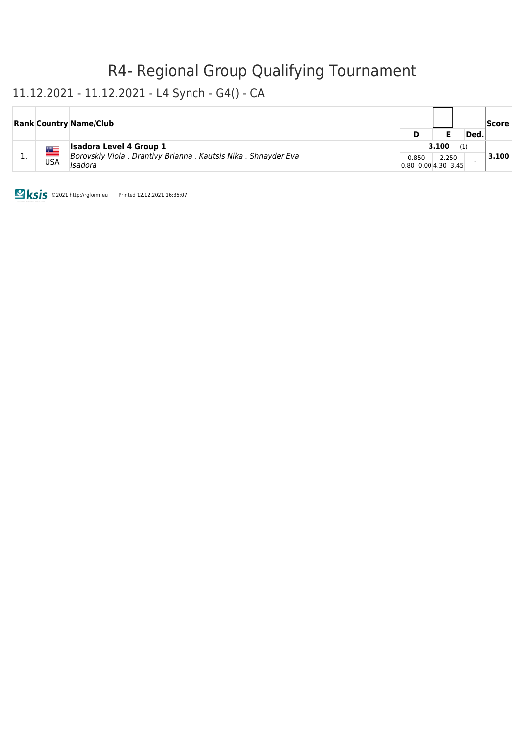# R4- Regional Group Qualifying Tournament

## 11.12.2021 - 11.12.2021 - L4 Synch - G4() - CA

| Rank | Country | Name/Club | D | | E | | Ded. | Score |
|---|---|---|---|---|---|---|---|---|
| 1. | USA | **Isadora Level 4 Group 1** | **3.100** (1) | | | | | **3.100** |
| | | *Borovskiy Viola , Drantivy Brianna , Kautsis Nika , Shnayder Eva* | 0.850 | | 2.250 | | - | |
| | | *Isadora* | 0.80 | 0.00 | 4.30 | 3.45 | | |

©2021 http://rgform.eu Printed 12.12.2021 16:35:07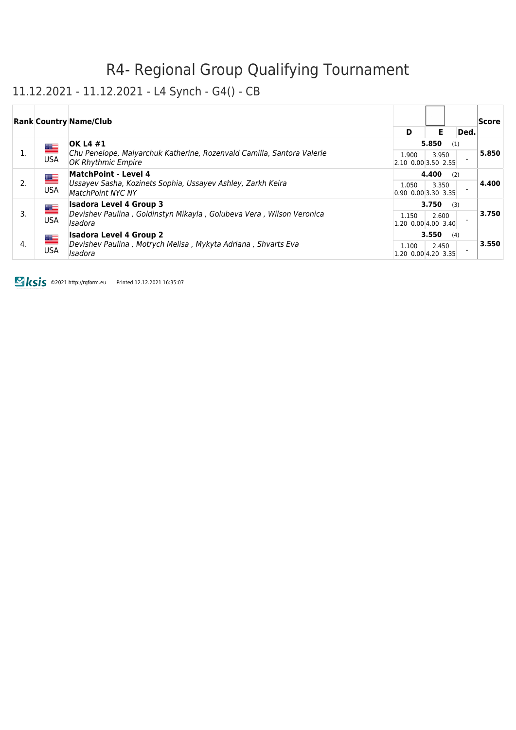# R4- Regional Group Qualifying Tournament

## 11.12.2021 - 11.12.2021 - L4 Synch - G4() - CB

| Rank | Country | Name/Club | D | E | Ded. | Score |
|---|---|---|---|---|---|---|
| 1. | USA | **OK L4 #1**<br>*Chu Penelope, Malyarchuk Katherine, Rozenvald Camilla, Santora Valerie*<br>*OK Rhythmic Empire* | **5.850** (1)<br>1.900<br>2.10 0.00 | 3.950<br>3.50 2.55 | - | **5.850** |
| 2. | USA | **MatchPoint - Level 4**<br>*Ussayev Sasha, Kozinets Sophia, Ussayev Ashley, Zarkh Keira*<br>*MatchPoint NYC NY* | **4.400** (2)<br>1.050<br>0.90 0.00 | 3.350<br>3.30 3.35 | - | **4.400** |
| 3. | USA | **Isadora Level 4 Group 3**<br>*Devishev Paulina , Goldinstyn Mikayla , Golubeva Vera , Wilson Veronica*<br>*Isadora* | **3.750** (3)<br>1.150<br>1.20 0.00 | 2.600<br>4.00 3.40 | - | **3.750** |
| 4. | USA | **Isadora Level 4 Group 2**<br>*Devishev Paulina , Motrych Melisa , Mykyta Adriana , Shvarts Eva*<br>*Isadora* | **3.550** (4)<br>1.100<br>1.20 0.00 | 2.450<br>4.20 3.35 | - | **3.550** |

ksis ©2021 http://rgform.eu Printed 12.12.2021 16:35:07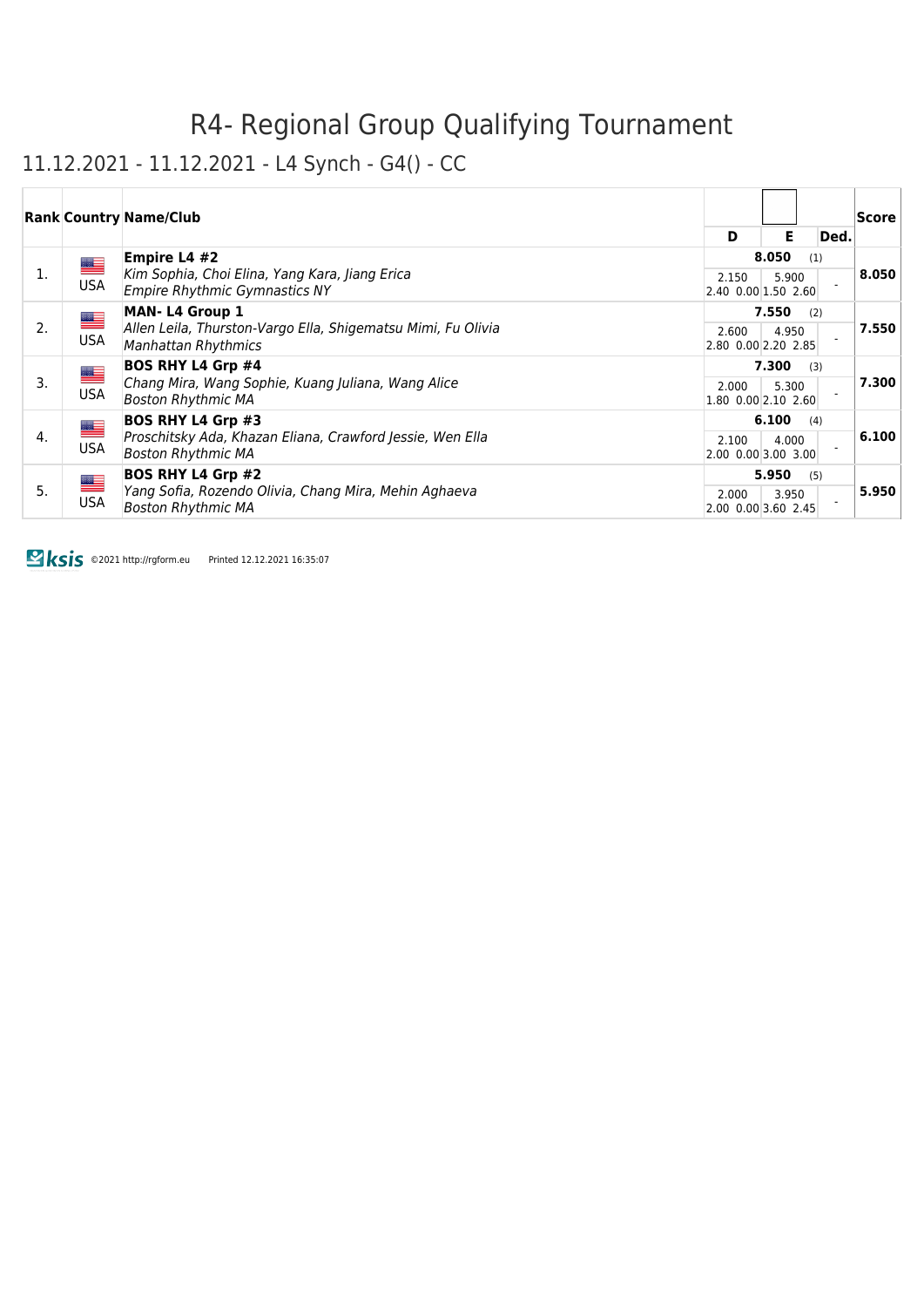# R4- Regional Group Qualifying Tournament

## 11.12.2021 - 11.12.2021 - L4 Synch - G4() - CC

| Rank | Country | Name/Club | D | E | Ded. | Score |
|---|---|---|---|---|---|---|
| 1. | USA | **Empire L4 #2**<br>*Kim Sophia, Choi Elina, Yang Kara, Jiang Erica*<br>*Empire Rhythmic Gymnastics NY* | **8.050** (1)<br>2.150<br>2.40 0.00 | <br>5.900<br>1.50 2.60 | - | **8.050** |
| 2. | USA | **MAN- L4 Group 1**<br>*Allen Leila, Thurston-Vargo Ella, Shigematsu Mimi, Fu Olivia*<br>*Manhattan Rhythmics* | **7.550** (2)<br>2.600<br>2.80 0.00 | <br>4.950<br>2.20 2.85 | - | **7.550** |
| 3. | USA | **BOS RHY L4 Grp #4**<br>*Chang Mira, Wang Sophie, Kuang Juliana, Wang Alice*<br>*Boston Rhythmic MA* | **7.300** (3)<br>2.000<br>1.80 0.00 | <br>5.300<br>2.10 2.60 | - | **7.300** |
| 4. | USA | **BOS RHY L4 Grp #3**<br>*Proschitsky Ada, Khazan Eliana, Crawford Jessie, Wen Ella*<br>*Boston Rhythmic MA* | **6.100** (4)<br>2.100<br>2.00 0.00 | <br>4.000<br>3.00 3.00 | - | **6.100** |
| 5. | USA | **BOS RHY L4 Grp #2**<br>*Yang Sofia, Rozendo Olivia, Chang Mira, Mehin Aghaeva*<br>*Boston Rhythmic MA* | **5.950** (5)<br>2.000<br>2.00 0.00 | <br>3.950<br>3.60 2.45 | - | **5.950** |

©2021 http://rgform.eu Printed 12.12.2021 16:35:07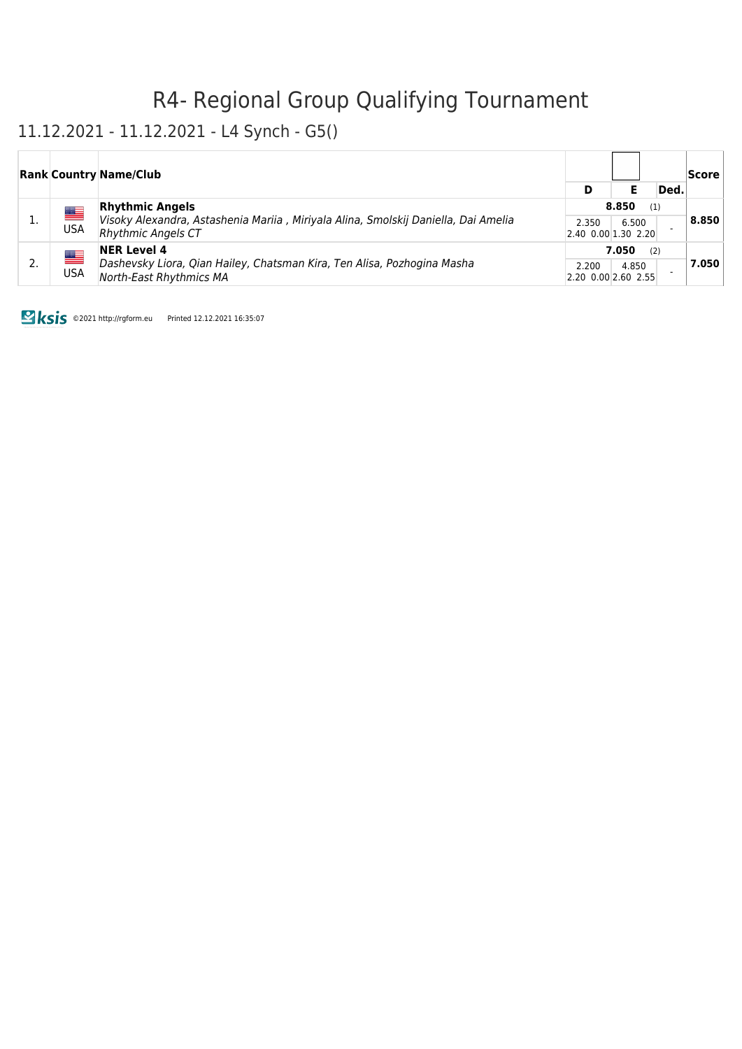# R4- Regional Group Qualifying Tournament

## 11.12.2021 - 11.12.2021 - L4 Synch - G5()

| Rank | Country | Name/Club | D | E | Ded. | Score |
|---|---|---|---|---|---|---|
| 1. | USA | **Rhythmic Angels**<br>*Visoky Alexandra, Astashenia Mariia , Miriyala Alina, Smolskij Daniella, Dai Amelia*<br>*Rhythmic Angels CT* | **8.850** (1)<br>2.350<br>2.40 0.00 | 6.500<br>1.30 2.20 | - | **8.850** |
| 2. | USA | **NER Level 4**<br>*Dashevsky Liora, Qian Hailey, Chatsman Kira, Ten Alisa, Pozhogina Masha*<br>*North-East Rhythmics MA* | **7.050** (2)<br>2.200<br>2.20 0.00 | 4.850<br>2.60 2.55 | - | **7.050** |

©2021 http://rgform.eu Printed 12.12.2021 16:35:07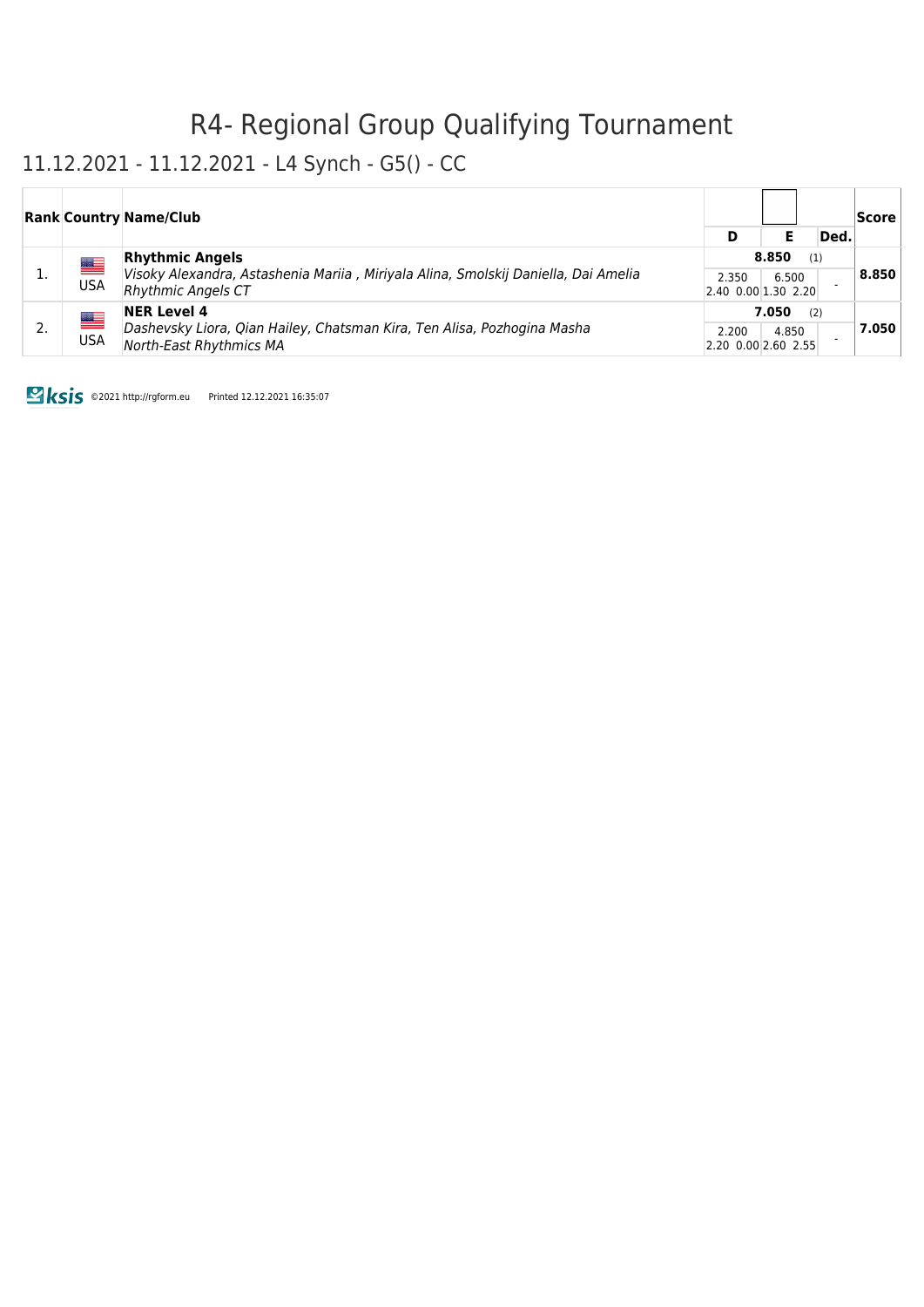# R4- Regional Group Qualifying Tournament

## 11.12.2021 - 11.12.2021 - L4 Synch - G5() - CC

| Rank | Country | Name/Club | D | E | Ded. | Score |
|---|---|---|---|---|---|---|
| 1. | USA | **Rhythmic Angels**<br>*Visoky Alexandra, Astashenia Mariia , Miriyala Alina, Smolskij Daniella, Dai Amelia*<br>*Rhythmic Angels CT* | 8.850 (1)<br>2.350<br>2.40 0.00 | <br>6.500<br>1.30 2.20 | - | **8.850** |
| 2. | USA | **NER Level 4**<br>*Dashevsky Liora, Qian Hailey, Chatsman Kira, Ten Alisa, Pozhogina Masha*<br>*North-East Rhythmics MA* | 7.050 (2)<br>2.200<br>2.20 0.00 | <br>4.850<br>2.60 2.55 | - | **7.050** |

©2021 http://rgform.eu Printed 12.12.2021 16:35:07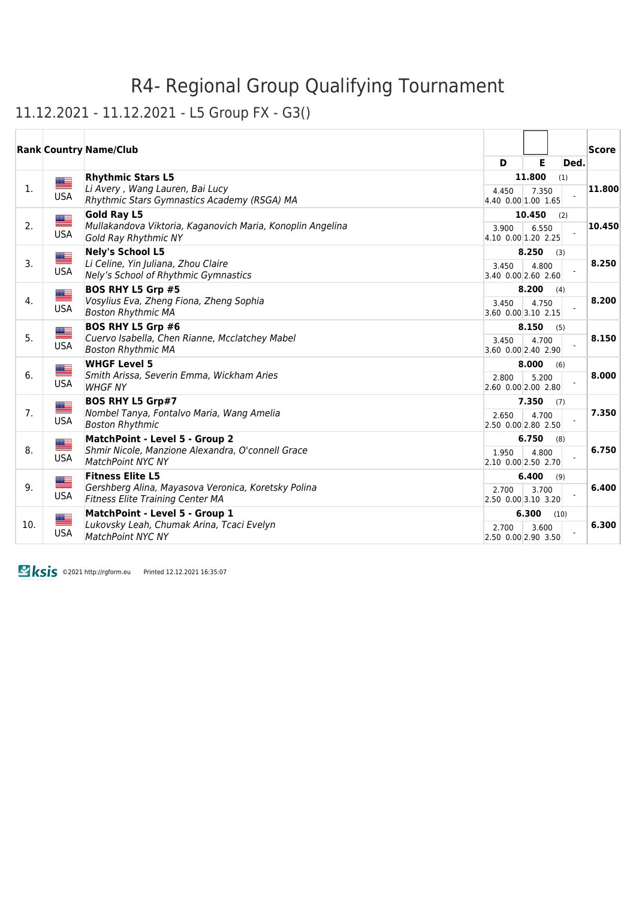# R4- Regional Group Qualifying Tournament

## 11.12.2021 - 11.12.2021 - L5 Group FX - G3()

| Rank | Country | Name/Club | D | E | Ded. | Score |
|---|---|---|---|---|---|---|
| 1. | USA | **Rhythmic Stars L5**<br>*Li Avery , Wang Lauren, Bai Lucy*<br>*Rhythmic Stars Gymnastics Academy (RSGA) MA* | **11.800** (1)<br>4.450<br>4.40 0.00 | 7.350<br>1.00 1.65 | - | **11.800** |
| 2. | USA | **Gold Ray L5**<br>*Mullakandova Viktoria, Kaganovich Maria, Konoplin Angelina*<br>*Gold Ray Rhythmic NY* | **10.450** (2)<br>3.900<br>4.10 0.00 | 6.550<br>1.20 2.25 | - | **10.450** |
| 3. | USA | **Nely's School L5**<br>*Li Celine, Yin Juliana, Zhou Claire*<br>*Nely's School of Rhythmic Gymnastics* | **8.250** (3)<br>3.450<br>3.40 0.00 | 4.800<br>2.60 2.60 | - | **8.250** |
| 4. | USA | **BOS RHY L5 Grp #5**<br>*Vosylius Eva, Zheng Fiona, Zheng Sophia*<br>*Boston Rhythmic MA* | **8.200** (4)<br>3.450<br>3.60 0.00 | 4.750<br>3.10 2.15 | - | **8.200** |
| 5. | USA | **BOS RHY L5 Grp #6**<br>*Cuervo Isabella, Chen Rianne, Mcclatchey Mabel*<br>*Boston Rhythmic MA* | **8.150** (5)<br>3.450<br>3.60 0.00 | 4.700<br>2.40 2.90 | - | **8.150** |
| 6. | USA | **WHGF Level 5**<br>*Smith Arissa, Severin Emma, Wickham Aries*<br>*WHGF NY* | **8.000** (6)<br>2.800<br>2.60 0.00 | 5.200<br>2.00 2.80 | - | **8.000** |
| 7. | USA | **BOS RHY L5 Grp#7**<br>*Nombel Tanya, Fontalvo Maria, Wang Amelia*<br>*Boston Rhythmic* | **7.350** (7)<br>2.650<br>2.50 0.00 | 4.700<br>2.80 2.50 | - | **7.350** |
| 8. | USA | **MatchPoint - Level 5 - Group 2**<br>*Shmir Nicole, Manzione Alexandra, O'connell Grace*<br>*MatchPoint NYC NY* | **6.750** (8)<br>1.950<br>2.10 0.00 | 4.800<br>2.50 2.70 | - | **6.750** |
| 9. | USA | **Fitness Elite L5**<br>*Gershberg Alina, Mayasova Veronica, Koretsky Polina*<br>*Fitness Elite Training Center MA* | **6.400** (9)<br>2.700<br>2.50 0.00 | 3.700<br>3.10 3.20 | - | **6.400** |
| 10. | USA | **MatchPoint - Level 5 - Group 1**<br>*Lukovsky Leah, Chumak Arina, Tcaci Evelyn*<br>*MatchPoint NYC NY* | **6.300** (10)<br>2.700<br>2.50 0.00 | 3.600<br>2.90 3.50 | - | **6.300** |

ksis ©2021 http://rgform.eu Printed 12.12.2021 16:35:07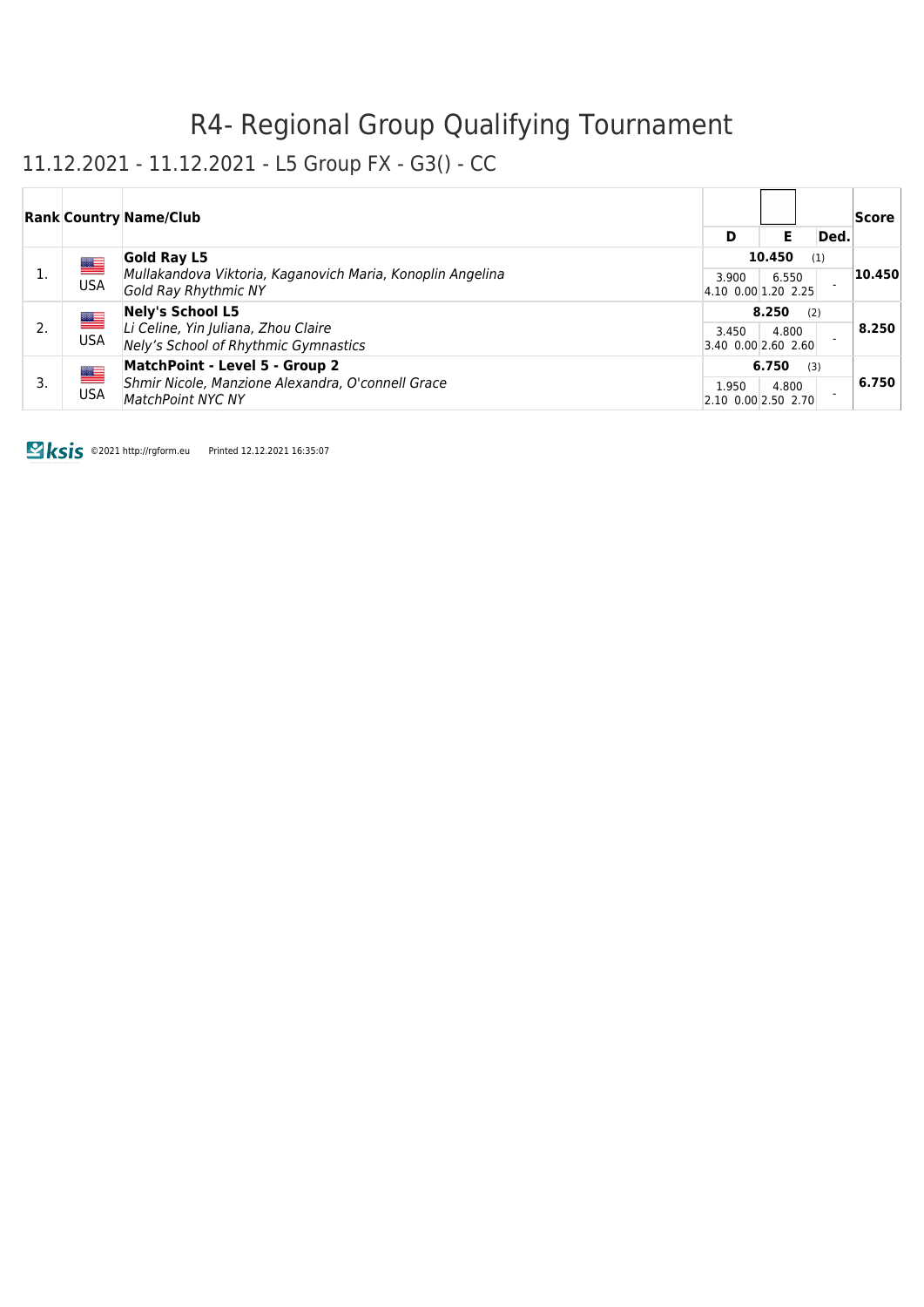# R4- Regional Group Qualifying Tournament

## 11.12.2021 - 11.12.2021 - L5 Group FX - G3() - CC

| Rank | Country | Name/Club | D | E | Ded. | Score |
|---|---|---|---|---|---|---|
| 1. | USA | **Gold Ray L5**<br>*Mullakandova Viktoria, Kaganovich Maria, Konoplin Angelina*<br>*Gold Ray Rhythmic NY* | **10.450** (1)<br>3.900<br>4.10 0.00 | 6.550<br>1.20 2.25 | - | **10.450** |
| 2. | USA | **Nely's School L5**<br>*Li Celine, Yin Juliana, Zhou Claire*<br>*Nely's School of Rhythmic Gymnastics* | **8.250** (2)<br>3.450<br>3.40 0.00 | 4.800<br>2.60 2.60 | - | **8.250** |
| 3. | USA | **MatchPoint - Level 5 - Group 2**<br>*Shmir Nicole, Manzione Alexandra, O'connell Grace*<br>*MatchPoint NYC NY* | **6.750** (3)<br>1.950<br>2.10 0.00 | 4.800<br>2.50 2.70 | - | **6.750** |

©2021 http://rgform.eu Printed 12.12.2021 16:35:07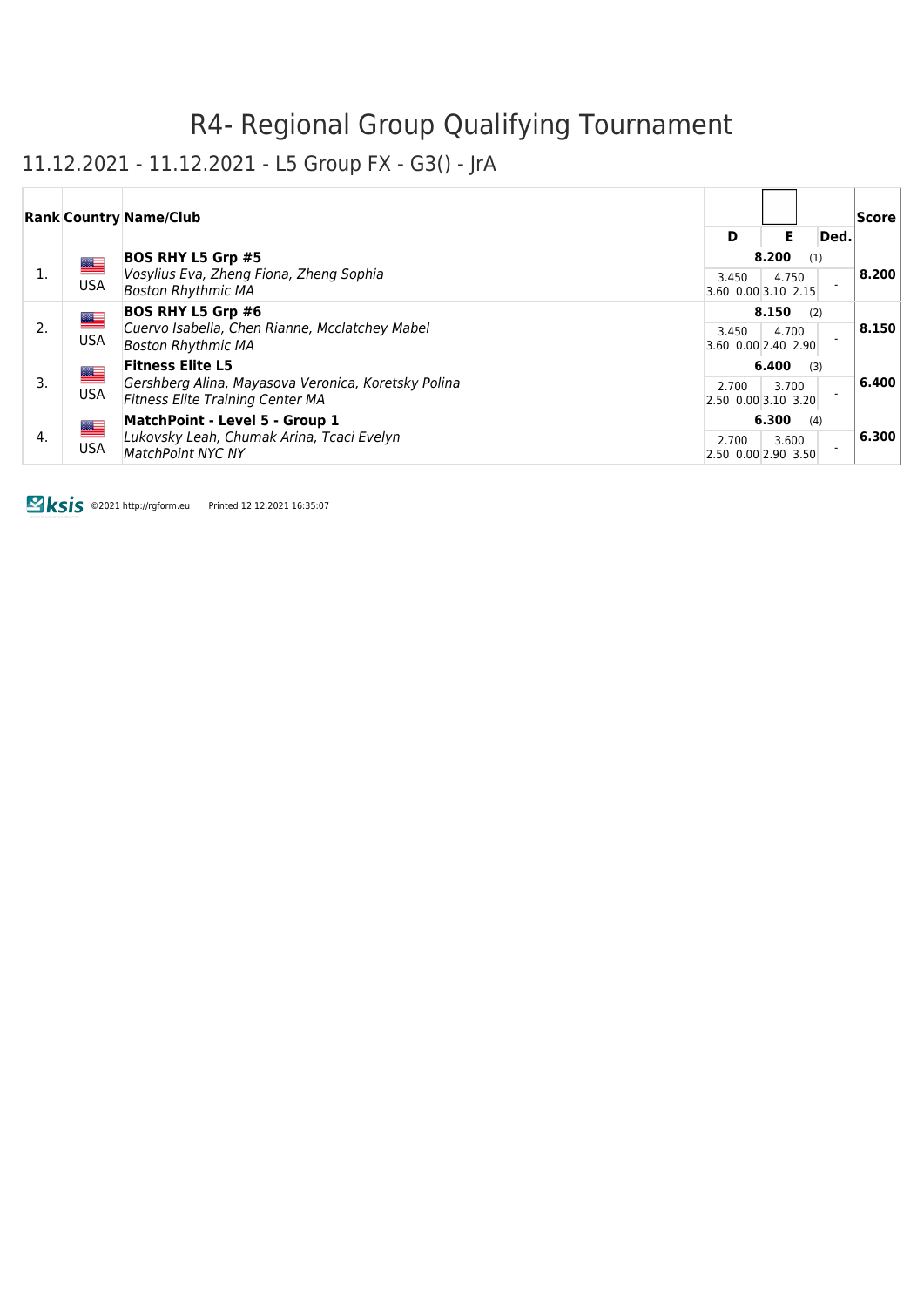# R4- Regional Group Qualifying Tournament

## 11.12.2021 - 11.12.2021 - L5 Group FX - G3() - JrA

| Rank | Country | Name/Club | D | | E | | Ded. | Score |
|---|---|---|---|---|---|---|---|---|
| 1. | USA | **BOS RHY L5 Grp #5**<br>*Vosylius Eva, Zheng Fiona, Zheng Sophia*<br>*Boston Rhythmic MA* | 8.200 (1) | | | | | 8.200 |
| | | | 3.450 | | 4.750 | | - | |
| | | | 3.60 | 0.00 | 3.10 | 2.15 | | |
| 2. | USA | **BOS RHY L5 Grp #6**<br>*Cuervo Isabella, Chen Rianne, Mcclatchey Mabel*<br>*Boston Rhythmic MA* | 8.150 (2) | | | | | 8.150 |
| | | | 3.450 | | 4.700 | | - | |
| | | | 3.60 | 0.00 | 2.40 | 2.90 | | |
| 3. | USA | **Fitness Elite L5**<br>*Gershberg Alina, Mayasova Veronica, Koretsky Polina*<br>*Fitness Elite Training Center MA* | 6.400 (3) | | | | | 6.400 |
| | | | 2.700 | | 3.700 | | - | |
| | | | 2.50 | 0.00 | 3.10 | 3.20 | | |
| 4. | USA | **MatchPoint - Level 5 - Group 1**<br>*Lukovsky Leah, Chumak Arina, Tcaci Evelyn*<br>*MatchPoint NYC NY* | 6.300 (4) | | | | | 6.300 |
| | | | 2.700 | | 3.600 | | - | |
| | | | 2.50 | 0.00 | 2.90 | 3.50 | | |

ksis ©2021 http://rgform.eu Printed 12.12.2021 16:35:07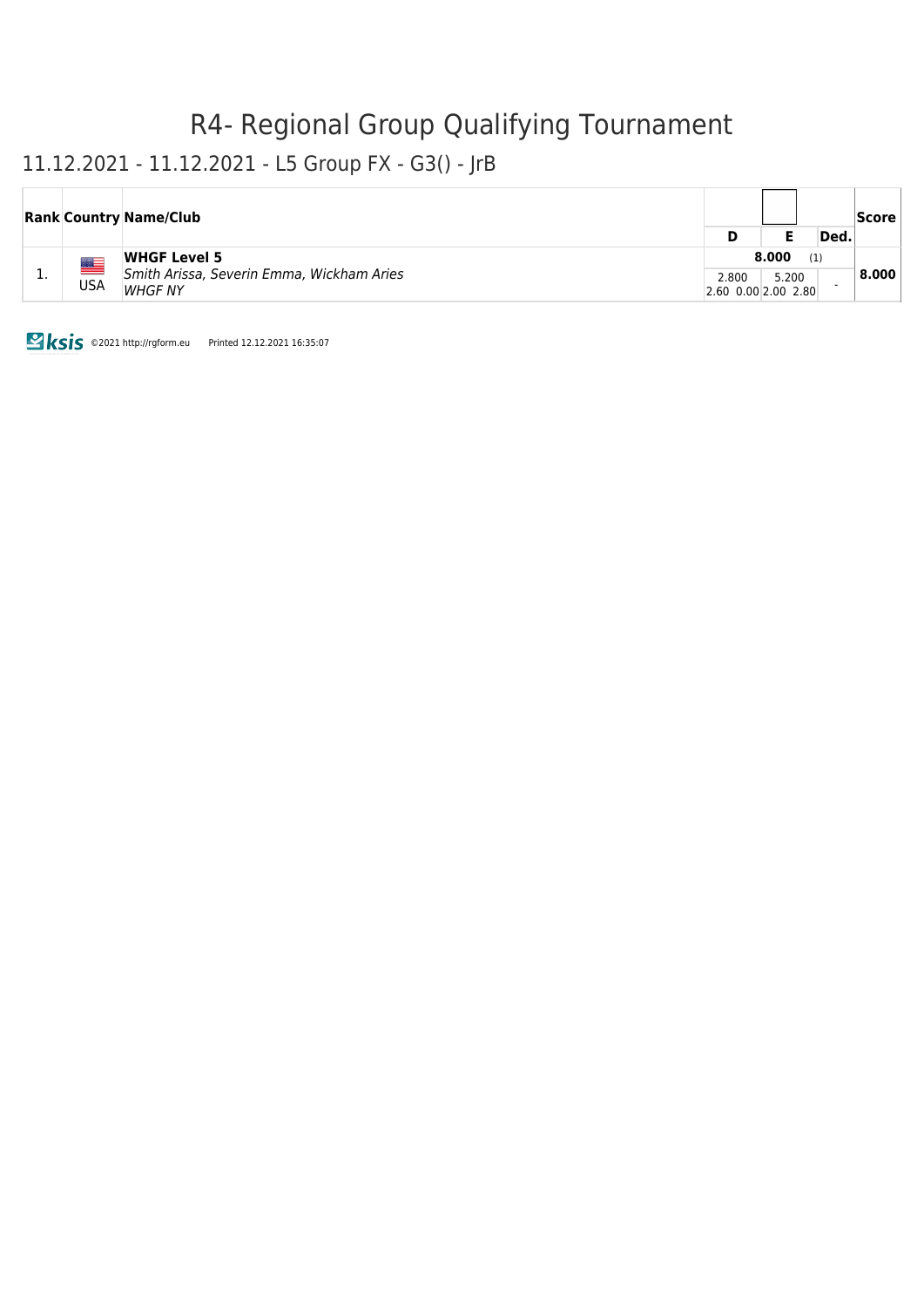# R4- Regional Group Qualifying Tournament

## 11.12.2021 - 11.12.2021 - L5 Group FX - G3() - JrB

| Rank | Country | Name/Club | D | E | Ded. | Score |
|---|---|---|---|---|---|---|
| 1. | USA | **WHGF Level 5** *Smith Arissa, Severin Emma, Wickham Aries* *WHGF NY* | **8.000** (1) 2.800 2.60 0.00 | 5.200 2.00 2.80 | - | **8.000** |

©2021 http://rgform.eu Printed 12.12.2021 16:35:07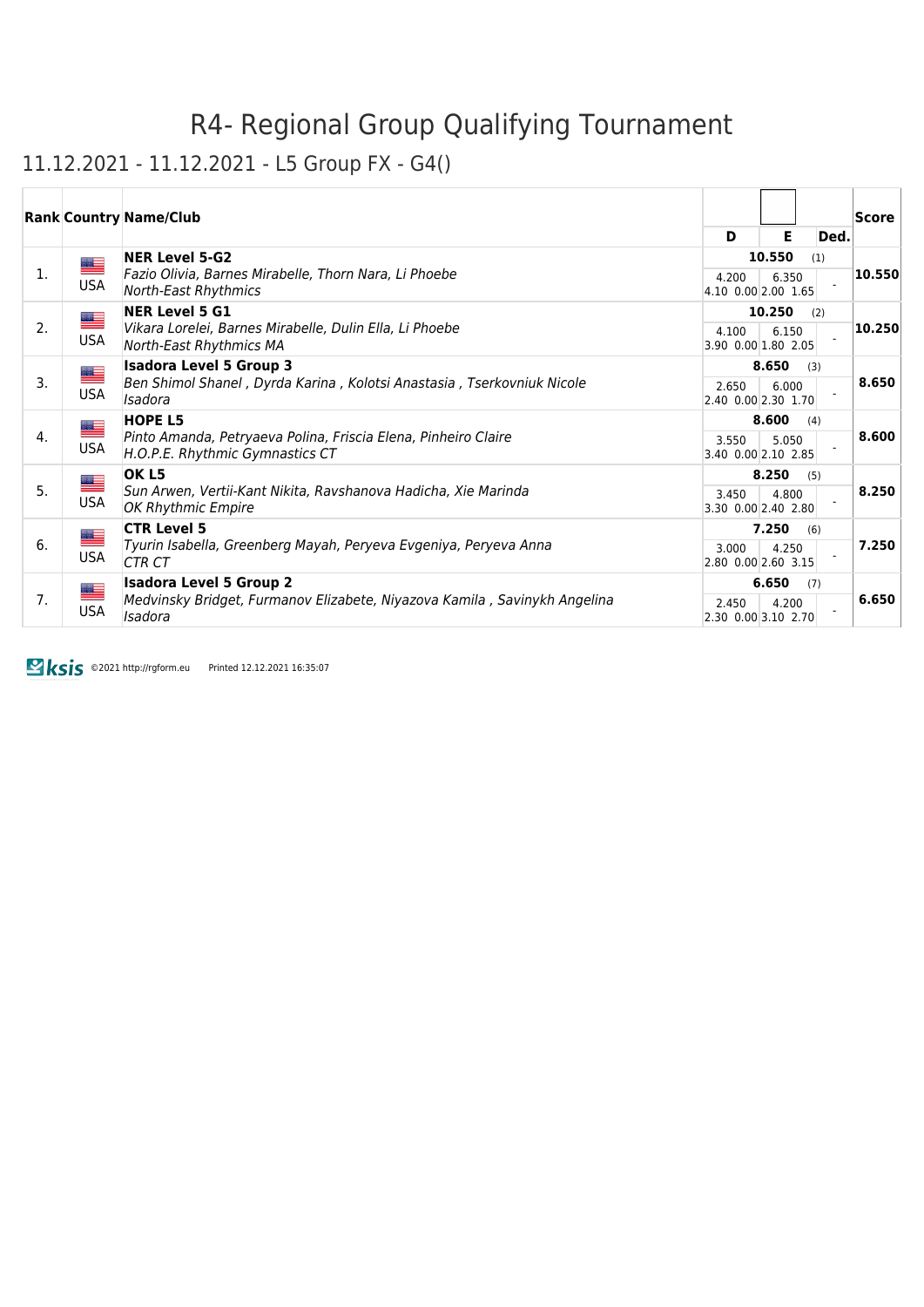# R4- Regional Group Qualifying Tournament

## 11.12.2021 - 11.12.2021 - L5 Group FX - G4()

| Rank | Country | Name/Club | D | E | Ded. | Score |
|---|---|---|---|---|---|---|
| 1. | USA | **NER Level 5-G2**<br>*Fazio Olivia, Barnes Mirabelle, Thorn Nara, Li Phoebe*<br>*North-East Rhythmics* | 10.550 (1)<br>4.200<br>4.10 0.00 | <br>6.350<br>2.00 1.65 | - | **10.550** |
| 2. | USA | **NER Level 5 G1**<br>*Vikara Lorelei, Barnes Mirabelle, Dulin Ella, Li Phoebe*<br>*North-East Rhythmics MA* | 10.250 (2)<br>4.100<br>3.90 0.00 | <br>6.150<br>1.80 2.05 | - | **10.250** |
| 3. | USA | **Isadora Level 5 Group 3**<br>*Ben Shimol Shanel , Dyrda Karina , Kolotsi Anastasia , Tserkovniuk Nicole*<br>*Isadora* | 8.650 (3)<br>2.650<br>2.40 0.00 | <br>6.000<br>2.30 1.70 | - | **8.650** |
| 4. | USA | **HOPE L5**<br>*Pinto Amanda, Petryaeva Polina, Friscia Elena, Pinheiro Claire*<br>*H.O.P.E. Rhythmic Gymnastics CT* | 8.600 (4)<br>3.550<br>3.40 0.00 | <br>5.050<br>2.10 2.85 | - | **8.600** |
| 5. | USA | **OK L5**<br>*Sun Arwen, Vertii-Kant Nikita, Ravshanova Hadicha, Xie Marinda*<br>*OK Rhythmic Empire* | 8.250 (5)<br>3.450<br>3.30 0.00 | <br>4.800<br>2.40 2.80 | - | **8.250** |
| 6. | USA | **CTR Level 5**<br>*Tyurin Isabella, Greenberg Mayah, Peryeva Evgeniya, Peryeva Anna*<br>*CTR CT* | 7.250 (6)<br>3.000<br>2.80 0.00 | <br>4.250<br>2.60 3.15 | - | **7.250** |
| 7. | USA | **Isadora Level 5 Group 2**<br>*Medvinsky Bridget, Furmanov Elizabete, Niyazova Kamila , Savinykh Angelina*<br>*Isadora* | 6.650 (7)<br>2.450<br>2.30 0.00 | <br>4.200<br>3.10 2.70 | - | **6.650** |

ksis ©2021 http://rgform.eu Printed 12.12.2021 16:35:07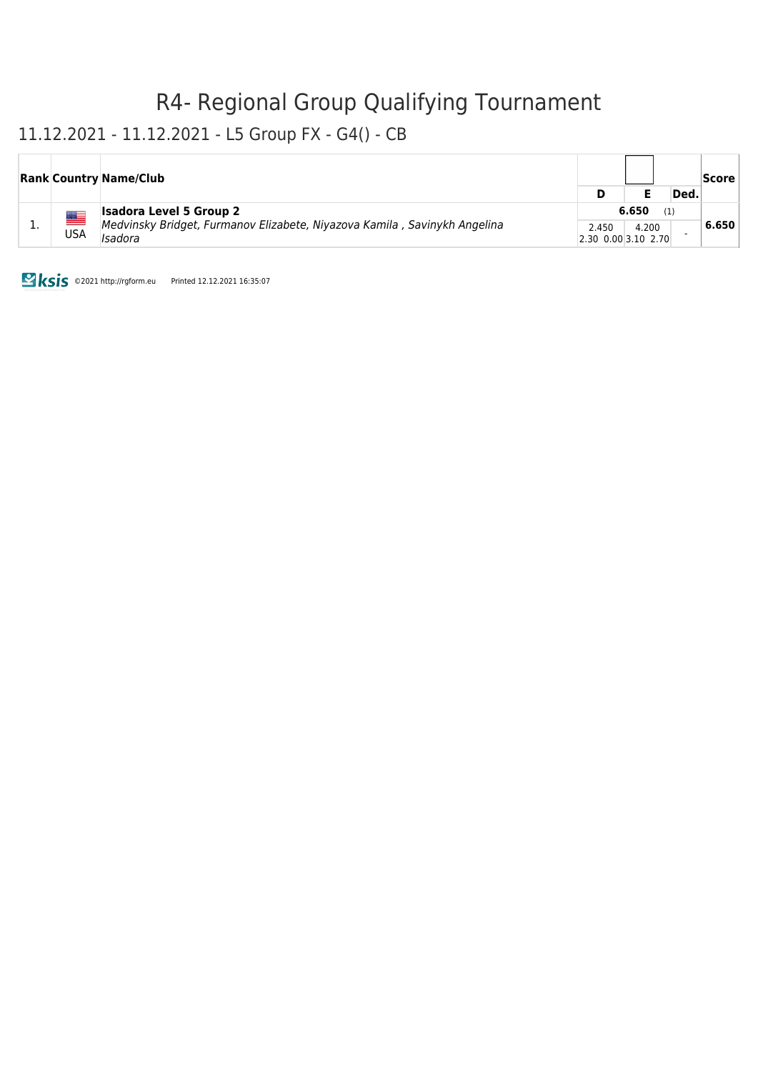# R4- Regional Group Qualifying Tournament

## 11.12.2021 - 11.12.2021 - L5 Group FX - G4() - CB

| Rank | Country | Name/Club | D | E | Ded. | Score |
|---|---|---|---|---|---|---|
| 1. | USA | **Isadora Level 5 Group 2**<br>*Medvinsky Bridget, Furmanov Elizabete, Niyazova Kamila , Savinykh Angelina*<br>*Isadora* | **6.650** (1)<br>2.450<br>2.30 0.00 | 4.200<br>3.10 2.70 | - | **6.650** |

©2021 http://rgform.eu Printed 12.12.2021 16:35:07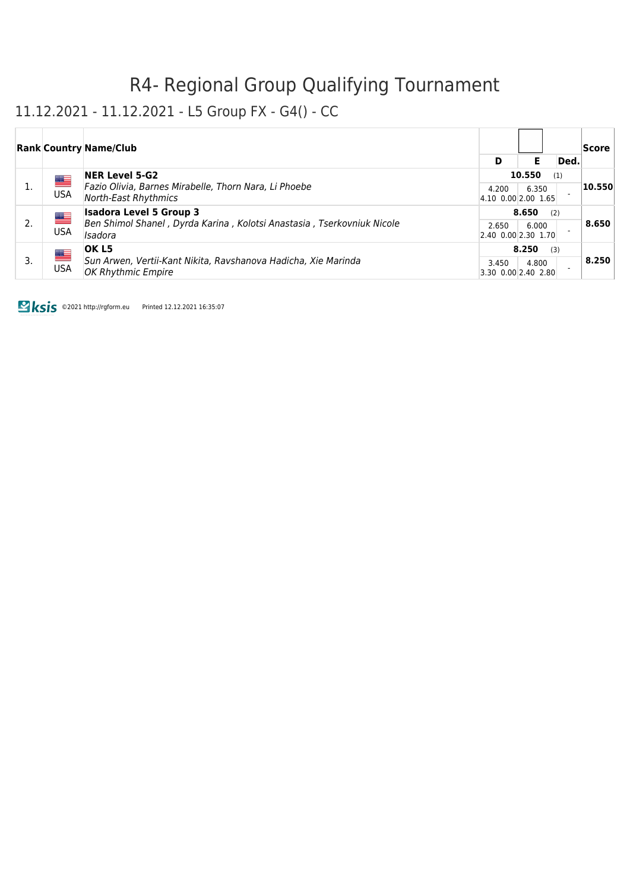# R4- Regional Group Qualifying Tournament

## 11.12.2021 - 11.12.2021 - L5 Group FX - G4() - CC

| Rank | Country | Name/Club | D | E | Ded. | Score |
|---|---|---|---|---|---|---|
| 1. | USA | **NER Level 5-G2**<br>*Fazio Olivia, Barnes Mirabelle, Thorn Nara, Li Phoebe*<br>*North-East Rhythmics* | **10.550** (1)<br>4.200<br>4.10 0.00 | 6.350<br>2.00 1.65 | - | **10.550** |
| 2. | USA | **Isadora Level 5 Group 3**<br>*Ben Shimol Shanel , Dyrda Karina , Kolotsi Anastasia , Tserkovniuk Nicole*<br>*Isadora* | **8.650** (2)<br>2.650<br>2.40 0.00 | 6.000<br>2.30 1.70 | - | **8.650** |
| 3. | USA | **OK L5**<br>*Sun Arwen, Vertii-Kant Nikita, Ravshanova Hadicha, Xie Marinda*<br>*OK Rhythmic Empire* | **8.250** (3)<br>3.450<br>3.30 0.00 | 4.800<br>2.40 2.80 | - | **8.250** |

©2021 http://rgform.eu Printed 12.12.2021 16:35:07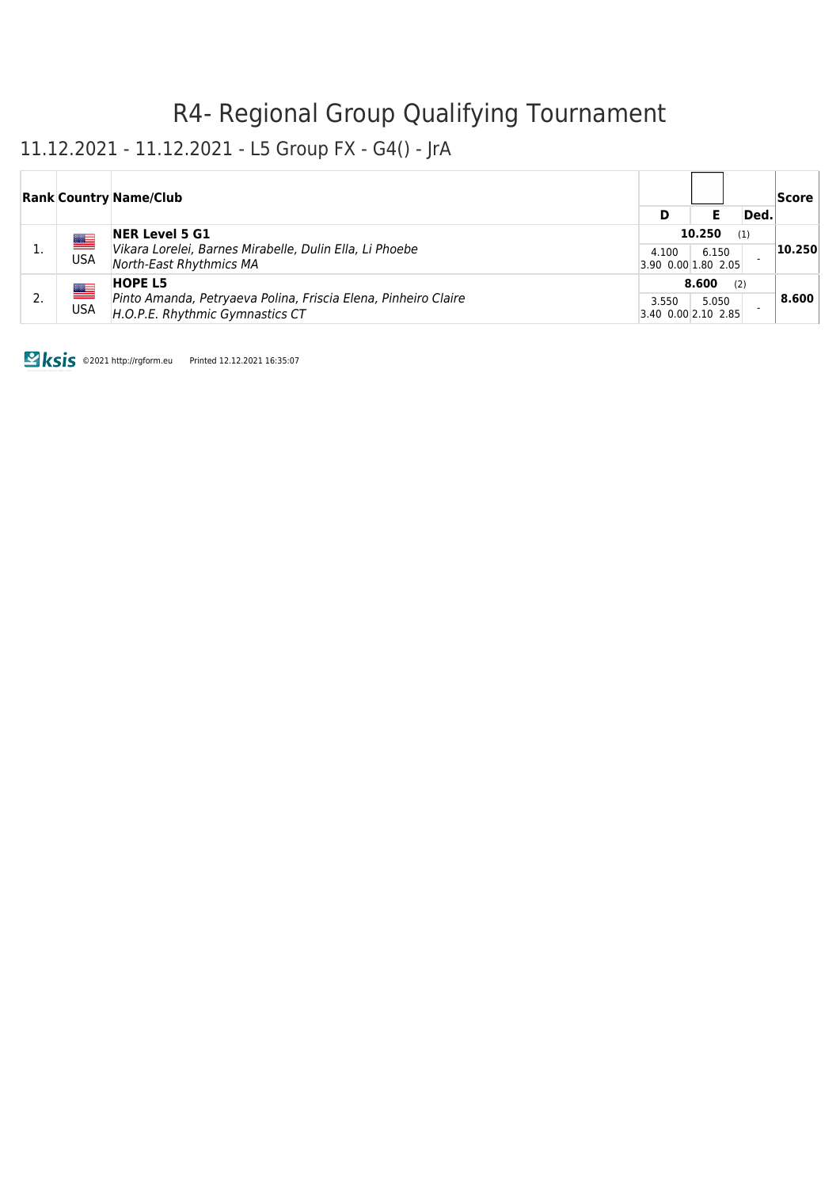# R4- Regional Group Qualifying Tournament

## 11.12.2021 - 11.12.2021 - L5 Group FX - G4() - JrA

| Rank | Country | Name/Club | D | E | Ded. | Score |
|---|---|---|---|---|---|---|
| 1. | USA | **NER Level 5 G1**<br>*Vikara Lorelei, Barnes Mirabelle, Dulin Ella, Li Phoebe*<br>*North-East Rhythmics MA* | **10.250** (1)<br>4.100<br>3.90 0.00 | 6.150<br>1.80 2.05 | - | **10.250** |
| 2. | USA | **HOPE L5**<br>*Pinto Amanda, Petryaeva Polina, Friscia Elena, Pinheiro Claire*<br>*H.O.P.E. Rhythmic Gymnastics CT* | **8.600** (2)<br>3.550<br>3.40 0.00 | 5.050<br>2.10 2.85 | - | **8.600** |

©2021 http://rgform.eu Printed 12.12.2021 16:35:07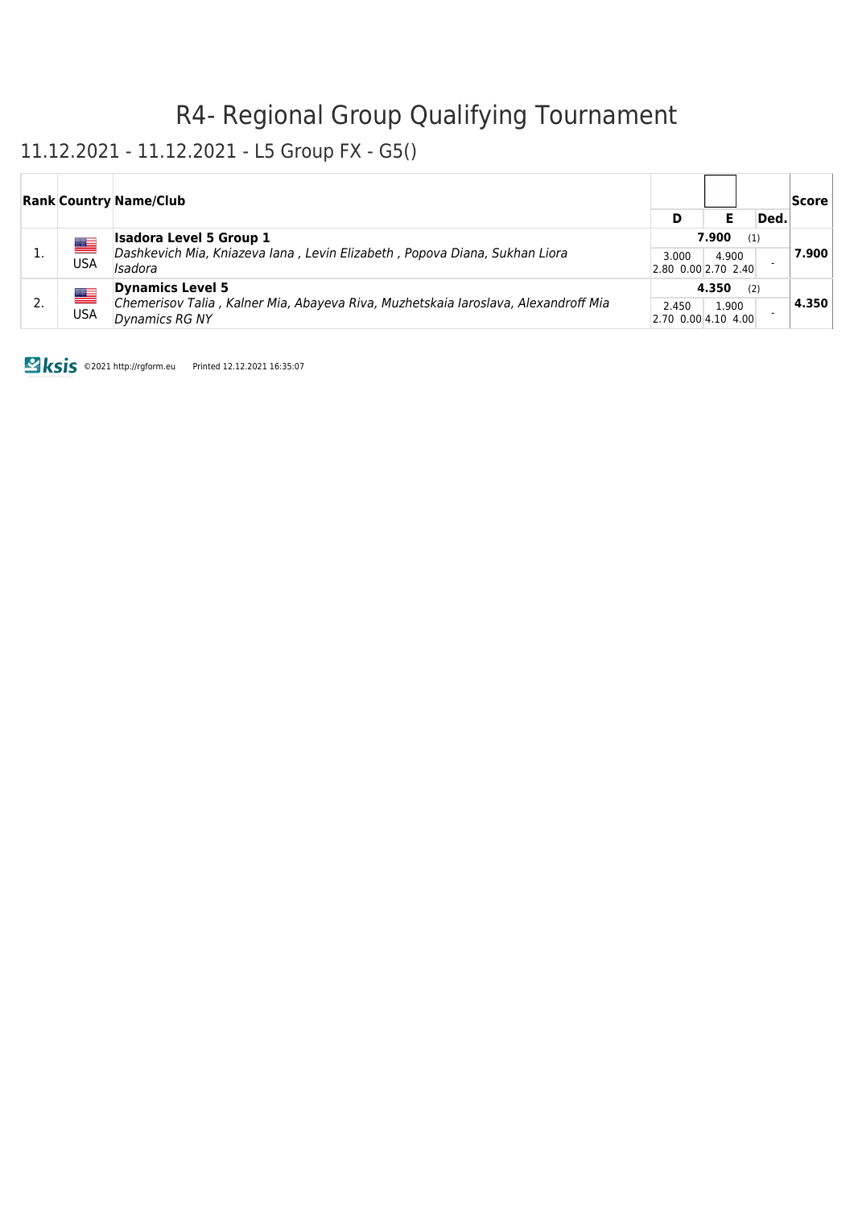# R4- Regional Group Qualifying Tournament

## 11.12.2021 - 11.12.2021 - L5 Group FX - G5()

| Rank | Country | Name/Club | D | E | Ded. | Score |
|---|---|---|---|---|---|---|
| 1. | USA | **Isadora Level 5 Group 1**<br>*Dashkevich Mia, Kniazeva Iana , Levin Elizabeth , Popova Diana, Sukhan Liora*<br>*Isadora* | **7.900** (1)<br>3.000<br>2.80 0.00 | <br>4.900<br>2.70 2.40 | - | **7.900** |
| 2. | USA | **Dynamics Level 5**<br>*Chemerisov Talia , Kalner Mia, Abayeva Riva, Muzhetskaia Iaroslava, Alexandroff Mia*<br>*Dynamics RG NY* | **4.350** (2)<br>2.450<br>2.70 0.00 | <br>1.900<br>4.10 4.00 | - | **4.350** |

©2021 http://rgform.eu Printed 12.12.2021 16:35:07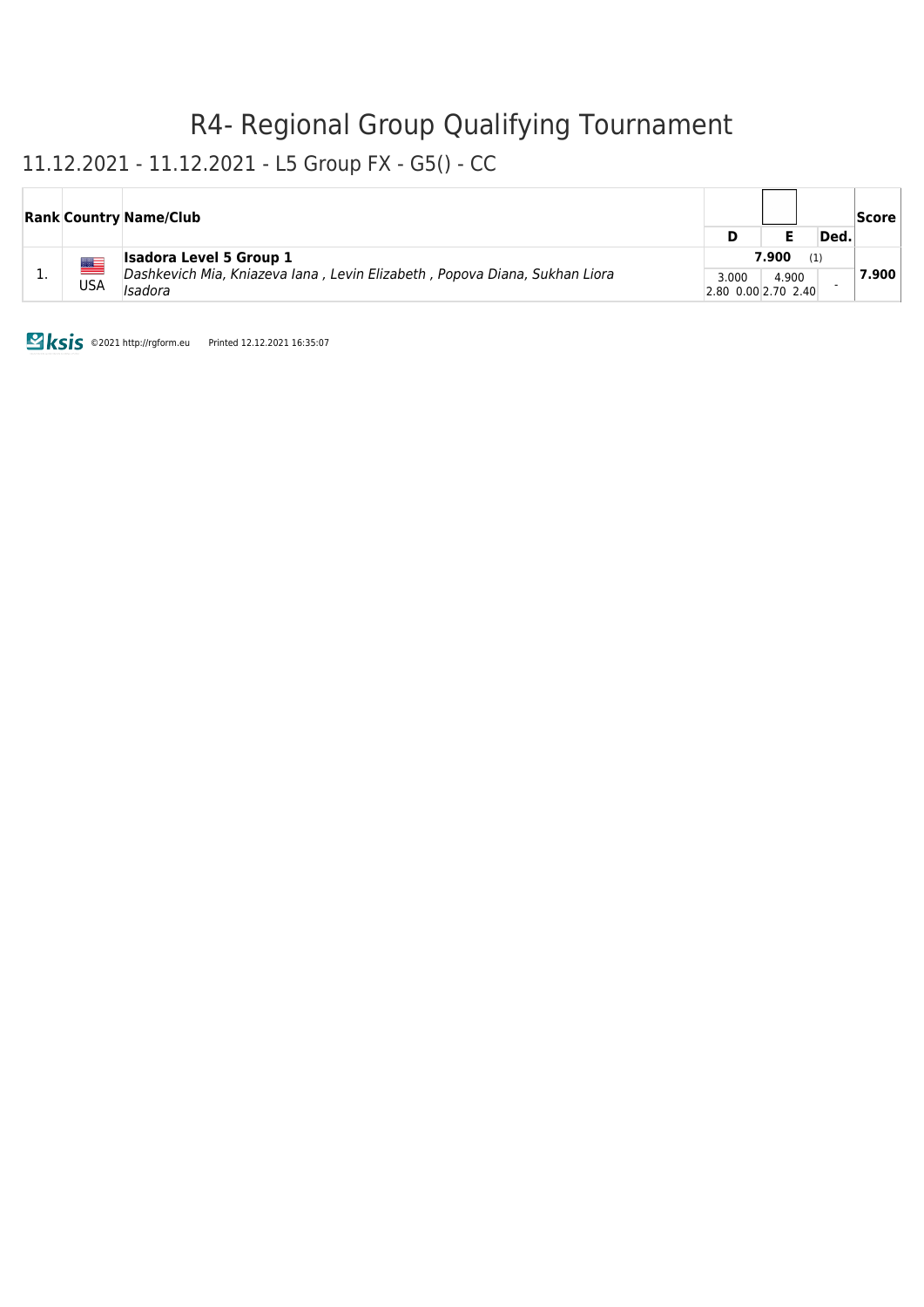# R4- Regional Group Qualifying Tournament

## 11.12.2021 - 11.12.2021 - L5 Group FX - G5() - CC

| Rank | Country | Name/Club | D | E | Ded. | Score |
|---|---|---|---|---|---|---|
| | | | | | | |
| 1. | USA | **Isadora Level 5 Group 1**<br>*Dashkevich Mia, Kniazeva Iana , Levin Elizabeth , Popova Diana, Sukhan Liora*<br>*Isadora* | **7.900** (1)<br>3.000<br>2.80 0.00 | 4.900<br>2.70 2.40 | - | **7.900** |

©2021 http://rgform.eu Printed 12.12.2021 16:35:07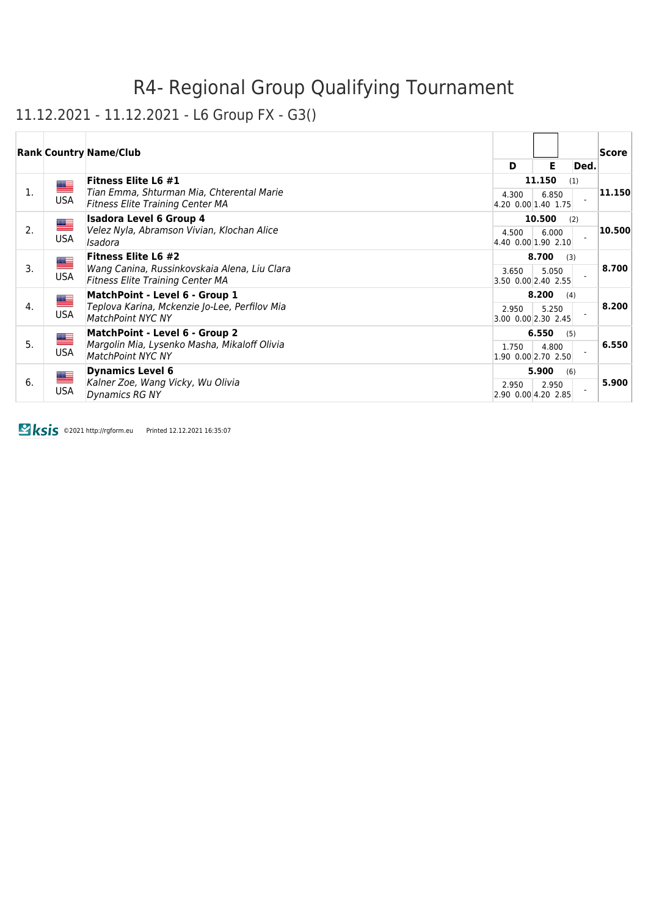# R4- Regional Group Qualifying Tournament

## 11.12.2021 - 11.12.2021 - L6 Group FX - G3()

| Rank | Country | Name/Club | D | E | Ded. | Score |
|---|---|---|---|---|---|---|
| 1. | USA | **Fitness Elite L6 #1**<br>*Tian Emma, Shturman Mia, Chterental Marie*<br>*Fitness Elite Training Center MA* | **11.150** (1)<br>4.300<br>4.20 0.00 | 6.850<br>1.40 1.75 | - | **11.150** |
| 2. | USA | **Isadora Level 6 Group 4**<br>*Velez Nyla, Abramson Vivian, Klochan Alice*<br>*Isadora* | **10.500** (2)<br>4.500<br>4.40 0.00 | 6.000<br>1.90 2.10 | - | **10.500** |
| 3. | USA | **Fitness Elite L6 #2**<br>*Wang Canina, Russinkovskaia Alena, Liu Clara*<br>*Fitness Elite Training Center MA* | **8.700** (3)<br>3.650<br>3.50 0.00 | 5.050<br>2.40 2.55 | - | **8.700** |
| 4. | USA | **MatchPoint - Level 6 - Group 1**<br>*Teplova Karina, Mckenzie Jo-Lee, Perfilov Mia*<br>*MatchPoint NYC NY* | **8.200** (4)<br>2.950<br>3.00 0.00 | 5.250<br>2.30 2.45 | - | **8.200** |
| 5. | USA | **MatchPoint - Level 6 - Group 2**<br>*Margolin Mia, Lysenko Masha, Mikaloff Olivia*<br>*MatchPoint NYC NY* | **6.550** (5)<br>1.750<br>1.90 0.00 | 4.800<br>2.70 2.50 | - | **6.550** |
| 6. | USA | **Dynamics Level 6**<br>*Kalner Zoe, Wang Vicky, Wu Olivia*<br>*Dynamics RG NY* | **5.900** (6)<br>2.950<br>2.90 0.00 | 2.950<br>4.20 2.85 | - | **5.900** |

©2021 http://rgform.eu Printed 12.12.2021 16:35:07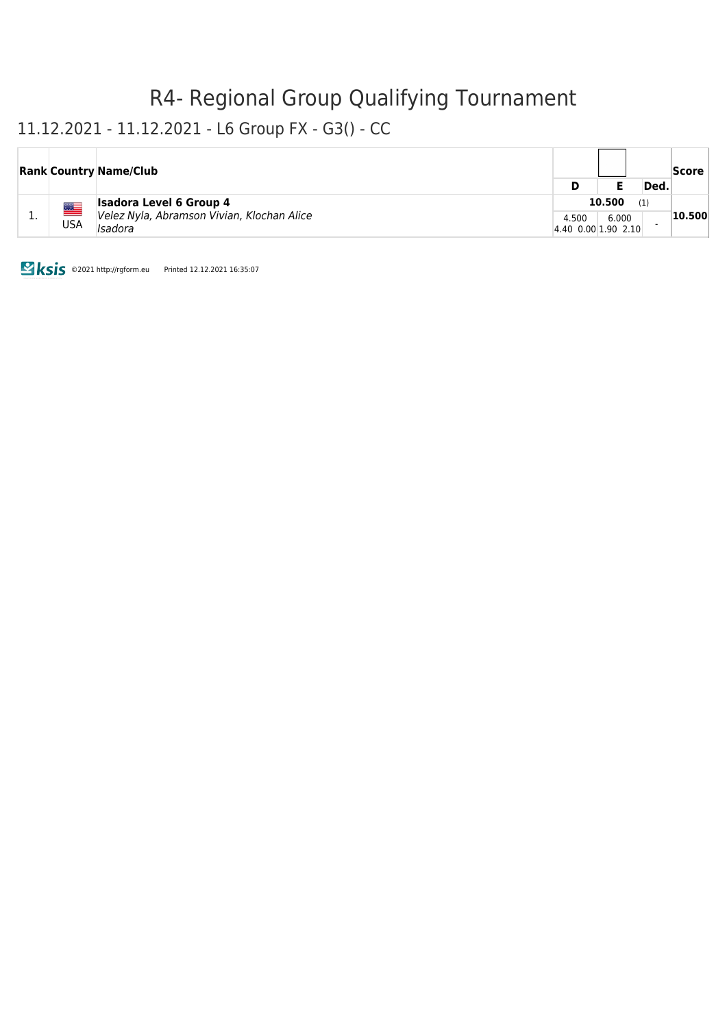# R4- Regional Group Qualifying Tournament

## 11.12.2021 - 11.12.2021 - L6 Group FX - G3() - CC

| Rank | Country | Name/Club | D | E | Ded. | Score |
|---|---|---|---|---|---|---|
| 1. | USA | **Isadora Level 6 Group 4**<br>*Velez Nyla, Abramson Vivian, Klochan Alice*<br>*Isadora* | **10.500** (1)<br>4.500<br>4.40 0.00 | 6.000<br>1.90 2.10 | - | **10.500** |

©2021 http://rgform.eu Printed 12.12.2021 16:35:07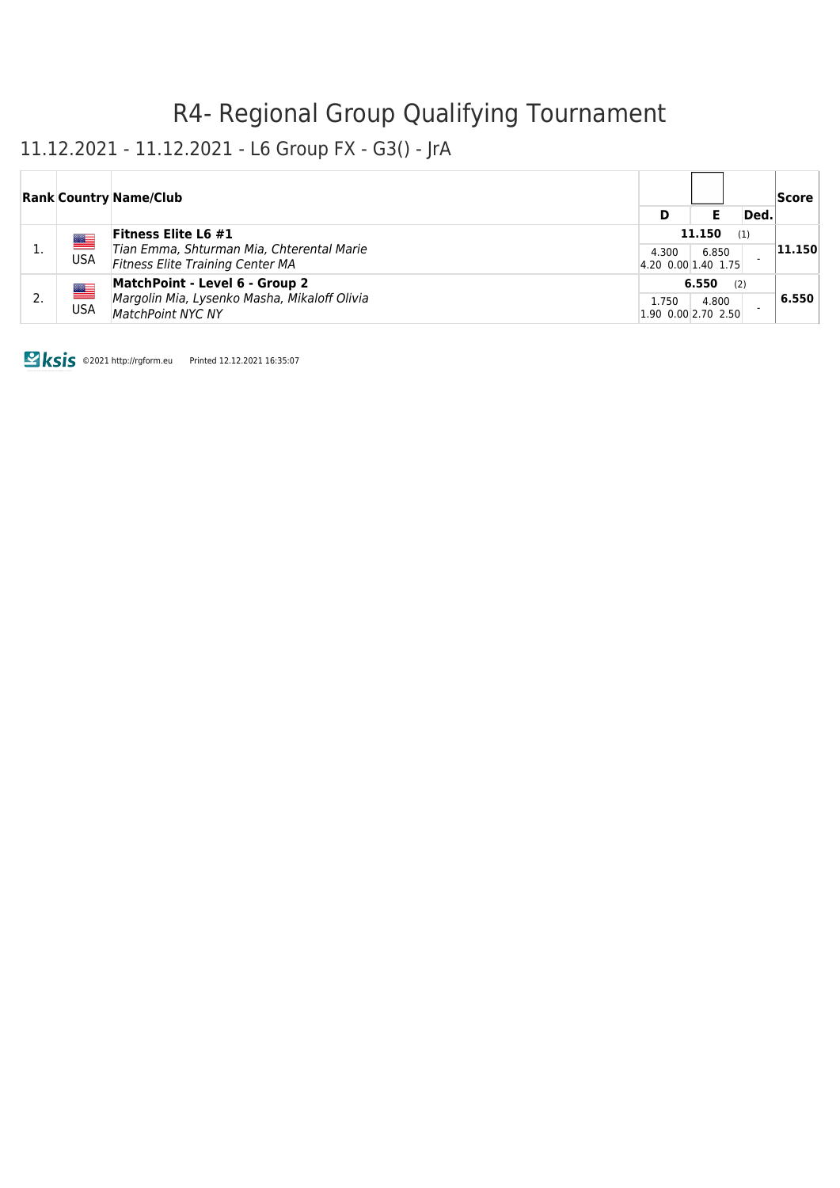# R4- Regional Group Qualifying Tournament

## 11.12.2021 - 11.12.2021 - L6 Group FX - G3() - JrA

| Rank | Country | Name/Club | D | E | Ded. | Score |
|---|---|---|---|---|---|---|
| 1. | USA | **Fitness Elite L6 #1**<br>*Tian Emma, Shturman Mia, Chterental Marie*<br>*Fitness Elite Training Center MA* | **11.150** (1)<br>4.300<br>4.20 0.00 | 6.850<br>1.40 1.75 | - | **11.150** |
| 2. | USA | **MatchPoint - Level 6 - Group 2**<br>*Margolin Mia, Lysenko Masha, Mikaloff Olivia*<br>*MatchPoint NYC NY* | **6.550** (2)<br>1.750<br>1.90 0.00 | 4.800<br>2.70 2.50 | - | **6.550** |

©2021 http://rgform.eu Printed 12.12.2021 16:35:07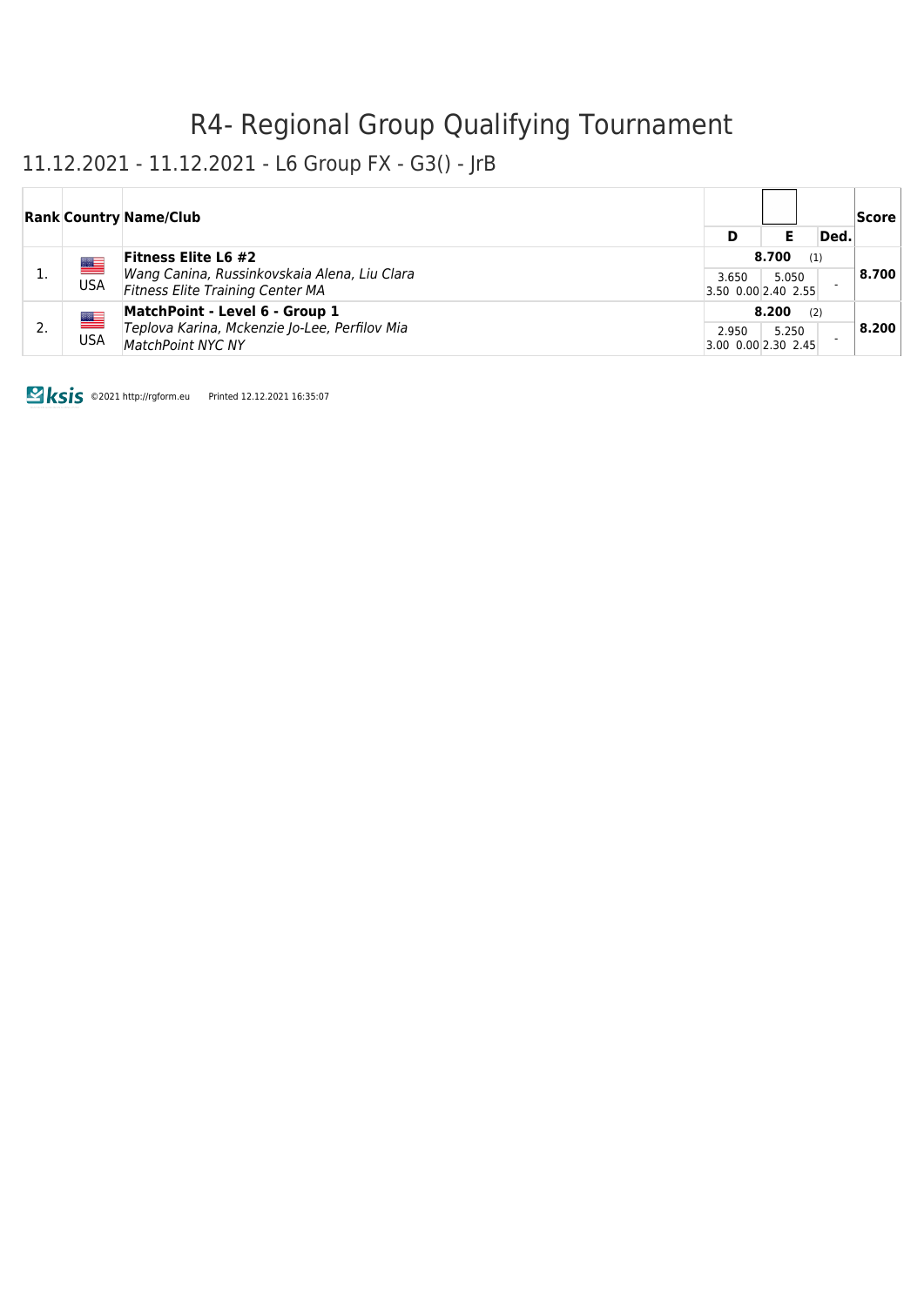# R4- Regional Group Qualifying Tournament

## 11.12.2021 - 11.12.2021 - L6 Group FX - G3() - JrB

| Rank | Country | Name/Club | D | E | Ded. | Score |
|---|---|---|---|---|---|---|
| 1. | USA | **Fitness Elite L6 #2**<br>*Wang Canina, Russinkovskaia Alena, Liu Clara*<br>*Fitness Elite Training Center MA* | **8.700** (1)<br>3.650<br>3.50 0.00 | <br>5.050<br>2.40 2.55 | <br>- | **8.700** |
| 2. | USA | **MatchPoint - Level 6 - Group 1**<br>*Teplova Karina, Mckenzie Jo-Lee, Perfilov Mia*<br>*MatchPoint NYC NY* | **8.200** (2)<br>2.950<br>3.00 0.00 | <br>5.250<br>2.30 2.45 | <br>- | **8.200** |

©2021 http://rgform.eu Printed 12.12.2021 16:35:07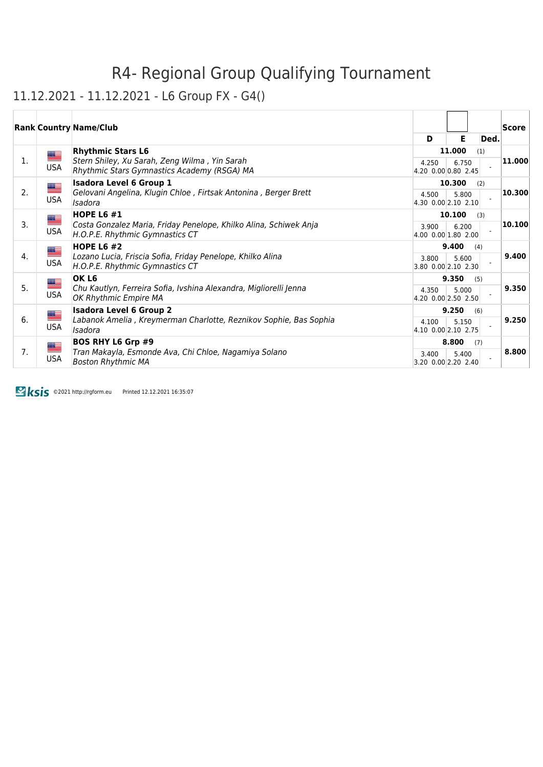# R4- Regional Group Qualifying Tournament

## 11.12.2021 - 11.12.2021 - L6 Group FX - G4()

| Rank | Country | Name/Club | D | E | Ded. | Score |
|---|---|---|---|---|---|---|
| 1. | USA | **Rhythmic Stars L6**<br>*Stern Shiley, Xu Sarah, Zeng Wilma , Yin Sarah*<br>*Rhythmic Stars Gymnastics Academy (RSGA) MA* | **11.000** (1)<br>4.250<br>4.20 0.00 | <br>6.750<br>0.80 2.45 | <br><br>- | **11.000** |
| 2. | USA | **Isadora Level 6 Group 1**<br>*Gelovani Angelina, Klugin Chloe , Firtsak Antonina , Berger Brett*<br>*Isadora* | **10.300** (2)<br>4.500<br>4.30 0.00 | <br>5.800<br>2.10 2.10 | <br><br>- | **10.300** |
| 3. | USA | **HOPE L6 #1**<br>*Costa Gonzalez Maria, Friday Penelope, Khilko Alina, Schiwek Anja*<br>*H.O.P.E. Rhythmic Gymnastics CT* | **10.100** (3)<br>3.900<br>4.00 0.00 | <br>6.200<br>1.80 2.00 | <br><br>- | **10.100** |
| 4. | USA | **HOPE L6 #2**<br>*Lozano Lucia, Friscia Sofia, Friday Penelope, Khilko Alina*<br>*H.O.P.E. Rhythmic Gymnastics CT* | **9.400** (4)<br>3.800<br>3.80 0.00 | <br>5.600<br>2.10 2.30 | <br><br>- | **9.400** |
| 5. | USA | **OK L6**<br>*Chu Kautlyn, Ferreira Sofia, Ivshina Alexandra, Migliorelli Jenna*<br>*OK Rhythmic Empire MA* | **9.350** (5)<br>4.350<br>4.20 0.00 | <br>5.000<br>2.50 2.50 | <br><br>- | **9.350** |
| 6. | USA | **Isadora Level 6 Group 2**<br>*Labanok Amelia , Kreymerman Charlotte, Reznikov Sophie, Bas Sophia*<br>*Isadora* | **9.250** (6)<br>4.100<br>4.10 0.00 | <br>5.150<br>2.10 2.75 | <br><br>- | **9.250** |
| 7. | USA | **BOS RHY L6 Grp #9**<br>*Tran Makayla, Esmonde Ava, Chi Chloe, Nagamiya Solano*<br>*Boston Rhythmic MA* | **8.800** (7)<br>3.400<br>3.20 0.00 | <br>5.400<br>2.20 2.40 | <br><br>- | **8.800** |

©2021 http://rgform.eu Printed 12.12.2021 16:35:07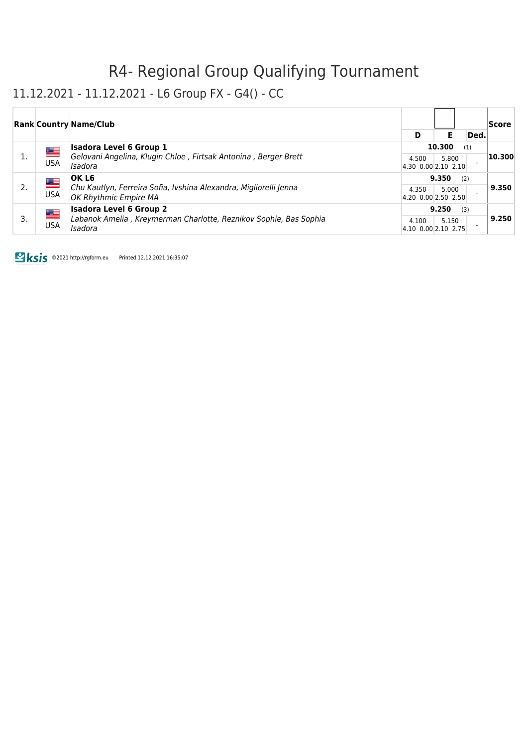# R4- Regional Group Qualifying Tournament

## 11.12.2021 - 11.12.2021 - L6 Group FX - G4() - CC

| Rank | Country | Name/Club | D | E | Ded. | Score |
|---|---|---|---|---|---|---|
| 1. | USA | **Isadora Level 6 Group 1**<br>*Gelovani Angelina, Klugin Chloe , Firtsak Antonina , Berger Brett*<br>*Isadora* | 10.300 (1)<br>4.500<br>4.30 0.00 | <br>5.800<br>2.10 2.10 | <br>- | **10.300** |
| 2. | USA | **OK L6**<br>*Chu Kautlyn, Ferreira Sofia, Ivshina Alexandra, Migliorelli Jenna*<br>*OK Rhythmic Empire MA* | 9.350 (2)<br>4.350<br>4.20 0.00 | <br>5.000<br>2.50 2.50 | <br>- | **9.350** |
| 3. | USA | **Isadora Level 6 Group 2**<br>*Labanok Amelia , Kreymerman Charlotte, Reznikov Sophie, Bas Sophia*<br>*Isadora* | 9.250 (3)<br>4.100<br>4.10 0.00 | <br>5.150<br>2.10 2.75 | <br>- | **9.250** |

ksis ©2021 http://rgform.eu Printed 12.12.2021 16:35:07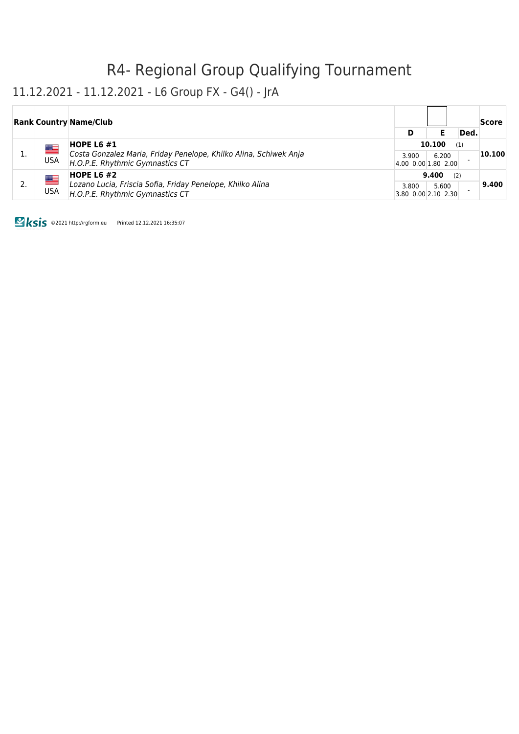# R4- Regional Group Qualifying Tournament

## 11.12.2021 - 11.12.2021 - L6 Group FX - G4() - JrA

| Rank | Country | Name/Club | D | E | Ded. | Score |
|---|---|---|---|---|---|---|
| 1. | USA | **HOPE L6 #1**<br>*Costa Gonzalez Maria, Friday Penelope, Khilko Alina, Schiwek Anja*<br>*H.O.P.E. Rhythmic Gymnastics CT* | **10.100** (1)<br>3.900<br>4.00 0.00 | 6.200<br>1.80 2.00 | - | **10.100** |
| 2. | USA | **HOPE L6 #2**<br>*Lozano Lucia, Friscia Sofia, Friday Penelope, Khilko Alina*<br>*H.O.P.E. Rhythmic Gymnastics CT* | **9.400** (2)<br>3.800<br>3.80 0.00 | 5.600<br>2.10 2.30 | - | **9.400** |

©2021 http://rgform.eu Printed 12.12.2021 16:35:07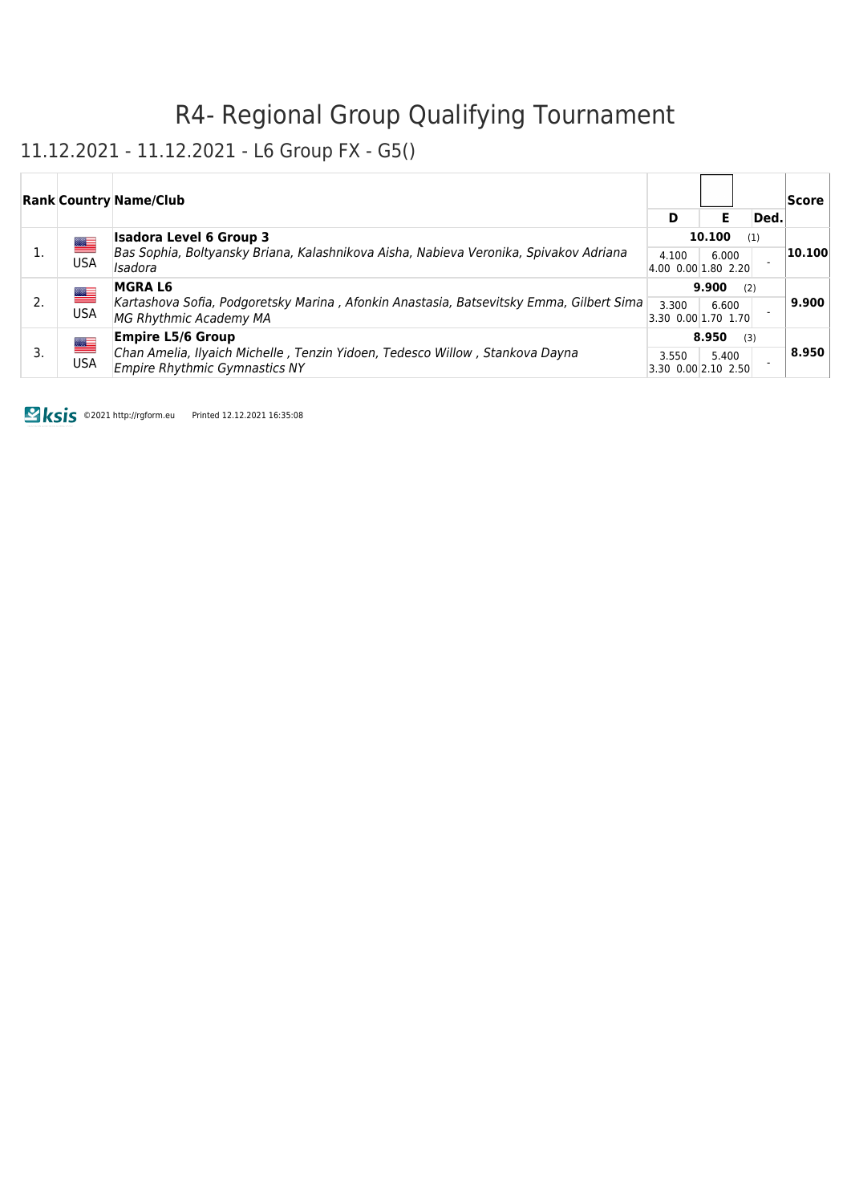# R4- Regional Group Qualifying Tournament

## 11.12.2021 - 11.12.2021 - L6 Group FX - G5()

| Rank | Country | Name/Club | D | E | Ded. | Score |
|---|---|---|---|---|---|---|
| 1. | USA | **Isadora Level 6 Group 3** *Bas Sophia, Boltyansky Briana, Kalashnikova Aisha, Nabieva Veronika, Spivakov Adriana* *Isadora* | **10.100** (1) 4.100 4.00 0.00 | 6.000 1.80 2.20 | - | **10.100** |
| 2. | USA | **MGRA L6** *Kartashova Sofia, Podgoretsky Marina , Afonkin Anastasia, Batsevitsky Emma, Gilbert Sima* *MG Rhythmic Academy MA* | **9.900** (2) 3.300 3.30 0.00 | 6.600 1.70 1.70 | - | **9.900** |
| 3. | USA | **Empire L5/6 Group** *Chan Amelia, Ilyaich Michelle , Tenzin Yidoen, Tedesco Willow , Stankova Dayna* *Empire Rhythmic Gymnastics NY* | **8.950** (3) 3.550 3.30 0.00 | 5.400 2.10 2.50 | - | **8.950** |

ksis ©2021 http://rgform.eu Printed 12.12.2021 16:35:08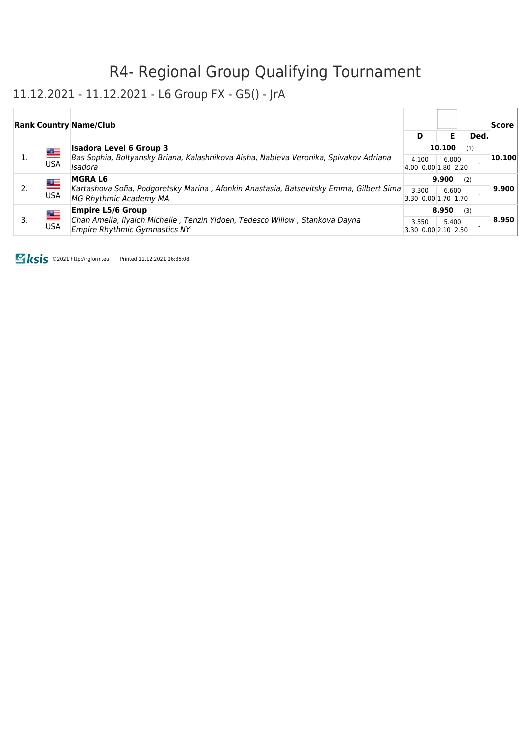# R4- Regional Group Qualifying Tournament

## 11.12.2021 - 11.12.2021 - L6 Group FX - G5() - JrA

| Rank | Country | Name/Club | D | E | Ded. | Score |
|---|---|---|---|---|---|---|
| 1. | USA | **Isadora Level 6 Group 3**<br>*Bas Sophia, Boltyansky Briana, Kalashnikova Aisha, Nabieva Veronika, Spivakov Adriana*<br>*Isadora* | **10.100** (1)<br>4.100<br>4.00 0.00 | 6.000<br>1.80 2.20 | - | **10.100** |
| 2. | USA | **MGRA L6**<br>*Kartashova Sofia, Podgoretsky Marina , Afonkin Anastasia, Batsevitsky Emma, Gilbert Sima*<br>*MG Rhythmic Academy MA* | **9.900** (2)<br>3.300<br>3.30 0.00 | 6.600<br>1.70 1.70 | - | **9.900** |
| 3. | USA | **Empire L5/6 Group**<br>*Chan Amelia, Ilyaich Michelle , Tenzin Yidoen, Tedesco Willow , Stankova Dayna*<br>*Empire Rhythmic Gymnastics NY* | **8.950** (3)<br>3.550<br>3.30 0.00 | 5.400<br>2.10 2.50 | - | **8.950** |

ksis ©2021 http://rgform.eu Printed 12.12.2021 16:35:08